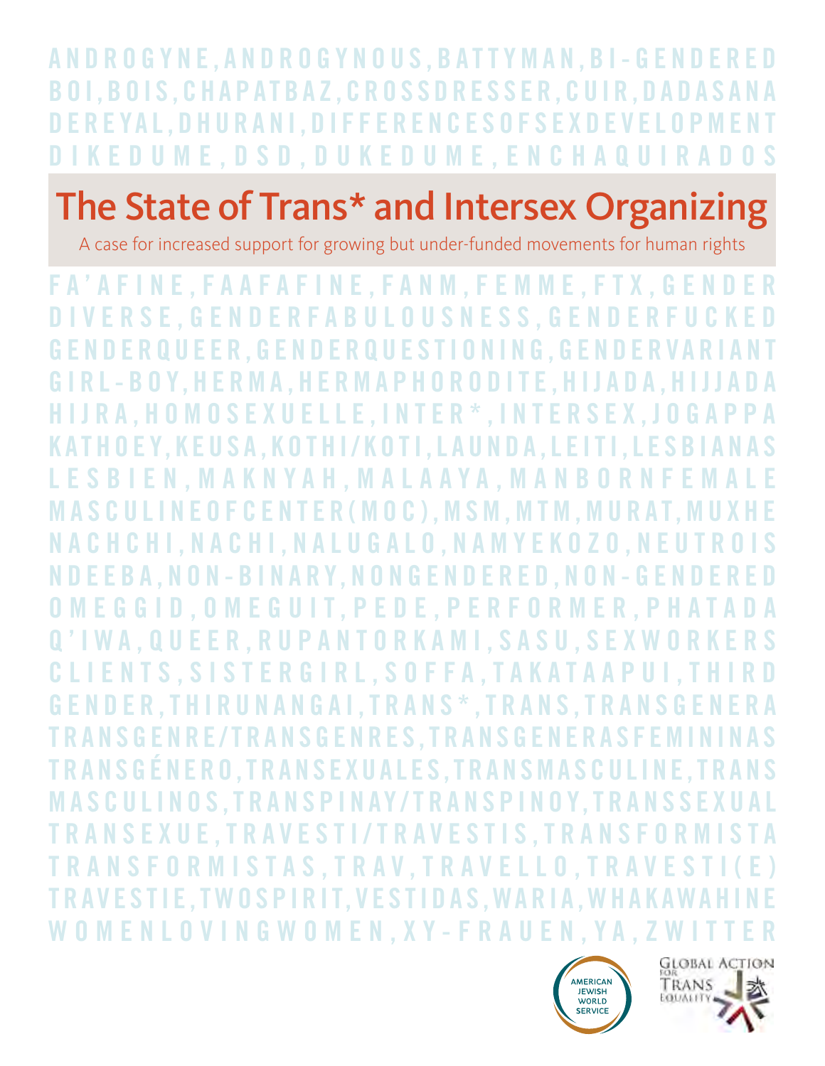ANDROGYNE,ANDROGYNOUS,BATTYMAN,BI-GENDERED BOI,BOIS,CHAPATBAZ,CROSSDRESSER,CUIR,DADASANA DEREYAL,DHURANI,DIFFERENCESOFSEXDEVELOPMENT DIKEDUME,DSD,DUKEDUME,ENCHAQUIRADOS

# The State of Trans* and Intersex Organizing

A case for increased support for growing but under-funded movements for human rights

FA'AFINE,FAAFAFINE,FANM,FEMME,FTX,GENDER DIVERSE,GENDERFABULOUSNESS,GENDERFUCKED GENDERQUEER,GENDERQUESTIONING,GENDERVARIANT GIRL-BOY,HERMA,HERMAPHORODITE,HIJADA,HIJJADA HIJRA,HOMOSEXUELLE,INTER*,INTERSEX,JOGAPPA KATHOEY,KEUSA,KOTHI/KOTI,LAUNDA,LEITI,LESBIANAS LESBIEN,MAKNYAH,MALAAYA,MANBORNFEMALE MASCULINEOFCENTER(MOC),MSM,MTM,MURAT,MUXHE NACHCHI,NACHI,NALUGALO,NAMYEKOZO,NEUTROIS NDEEBA,NON-BINARY,NONGENDERED,NON-GENDERED OMEGGID,OMEGUIT,PEDE,PERFORMER,PHATADA Q'IWA,QUEER,RUPANTORKAMI,SASU,SEXWORKERS CLIENTS,SISTERGIRL,SOFFA,TAKATAAPUI,THIRD GENDER,THIRUNANGAI,TRANS*,TRANS,TRANSGENERA TRANSGENRE/TRANSGENRES,TRANSGENERASFEMININAS TRANSGÉNERO,TRANSEXUALES,TRANSMASCULINE,TRANS MASCULINOS,TRANSPINAY/TRANSPINOY,TRANSSEXUAL TRANSEXUE,TRAVESTI/TRAVESTIS,TRANSFORMISTA TRANSFORMISTAS,TRAV,TRAVELLO,TRAVESTI(E) TRAVESTIE,TWOSPIRIT,VESTIDAS,WARIA,WHAKAWAHINE WOMENLOVINGWOMEN,XY-FRAUEN,YA,ZWITTER

AMERICAN JEWISH WORLD SERVICE

GLOBAL ACTION FOR TRANS EQUALITY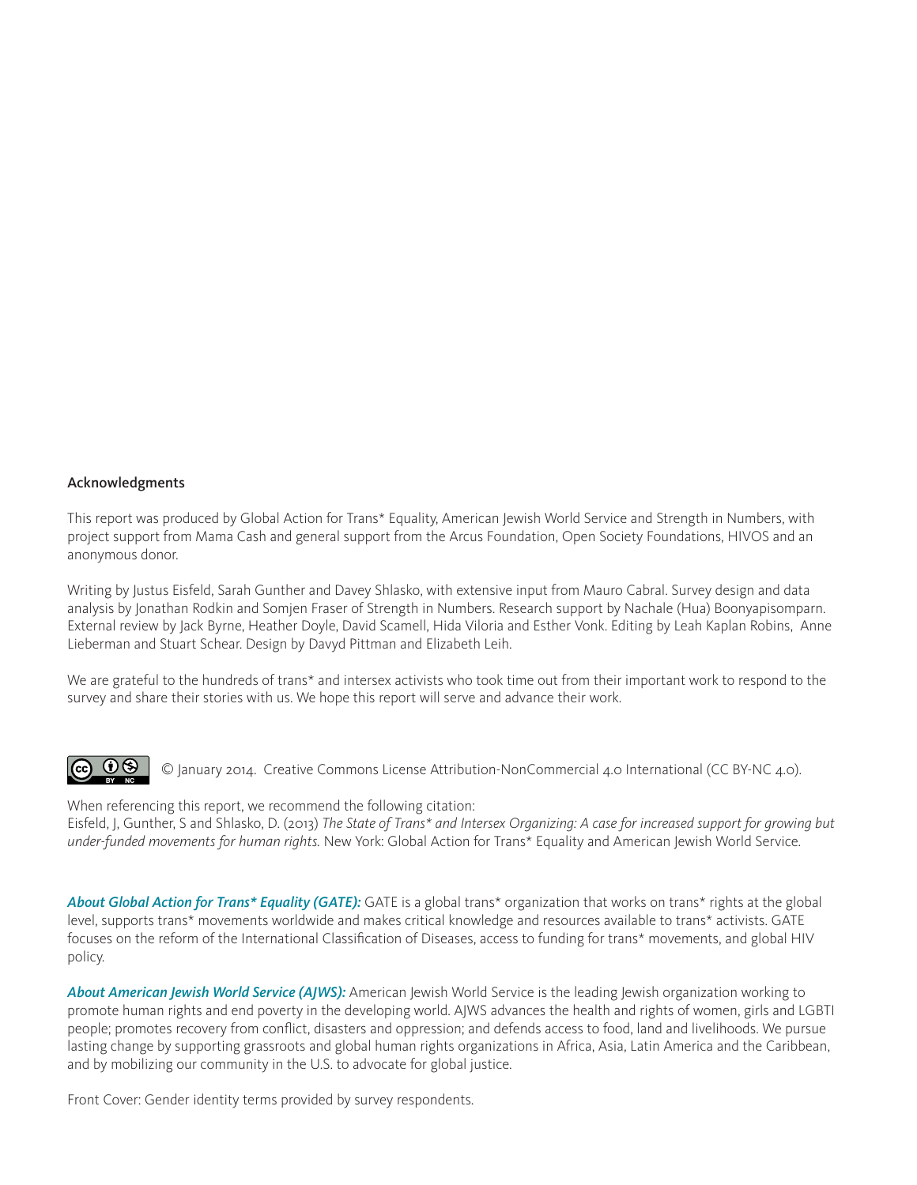### Acknowledgments

This report was produced by Global Action for Trans* Equality, American Jewish World Service and Strength in Numbers, with project support from Mama Cash and general support from the Arcus Foundation, Open Society Foundations, HIVOS and an anonymous donor.

Writing by Justus Eisfeld, Sarah Gunther and Davey Shlasko, with extensive input from Mauro Cabral. Survey design and data analysis by Jonathan Rodkin and Somjen Fraser of Strength in Numbers. Research support by Nachale (Hua) Boonyapisomparn. External review by Jack Byrne, Heather Doyle, David Scamell, Hida Viloria and Esther Vonk. Editing by Leah Kaplan Robins, Anne Lieberman and Stuart Schear. Design by Davyd Pittman and Elizabeth Leih.

We are grateful to the hundreds of trans* and intersex activists who took time out from their important work to respond to the survey and share their stories with us. We hope this report will serve and advance their work.

© January 2014. Creative Commons License Attribution-NonCommercial 4.0 International (CC BY-NC 4.0).

When referencing this report, we recommend the following citation:
Eisfeld, J, Gunther, S and Shlasko, D. (2013) *The State of Trans* and Intersex Organizing: A case for increased support for growing but under-funded movements for human rights.* New York: Global Action for Trans* Equality and American Jewish World Service.

***About Global Action for Trans* Equality (GATE):*** GATE is a global trans* organization that works on trans* rights at the global level, supports trans* movements worldwide and makes critical knowledge and resources available to trans* activists. GATE focuses on the reform of the International Classification of Diseases, access to funding for trans* movements, and global HIV policy.

***About American Jewish World Service (AJWS):*** American Jewish World Service is the leading Jewish organization working to promote human rights and end poverty in the developing world. AJWS advances the health and rights of women, girls and LGBTI people; promotes recovery from conflict, disasters and oppression; and defends access to food, land and livelihoods. We pursue lasting change by supporting grassroots and global human rights organizations in Africa, Asia, Latin America and the Caribbean, and by mobilizing our community in the U.S. to advocate for global justice.

Front Cover: Gender identity terms provided by survey respondents.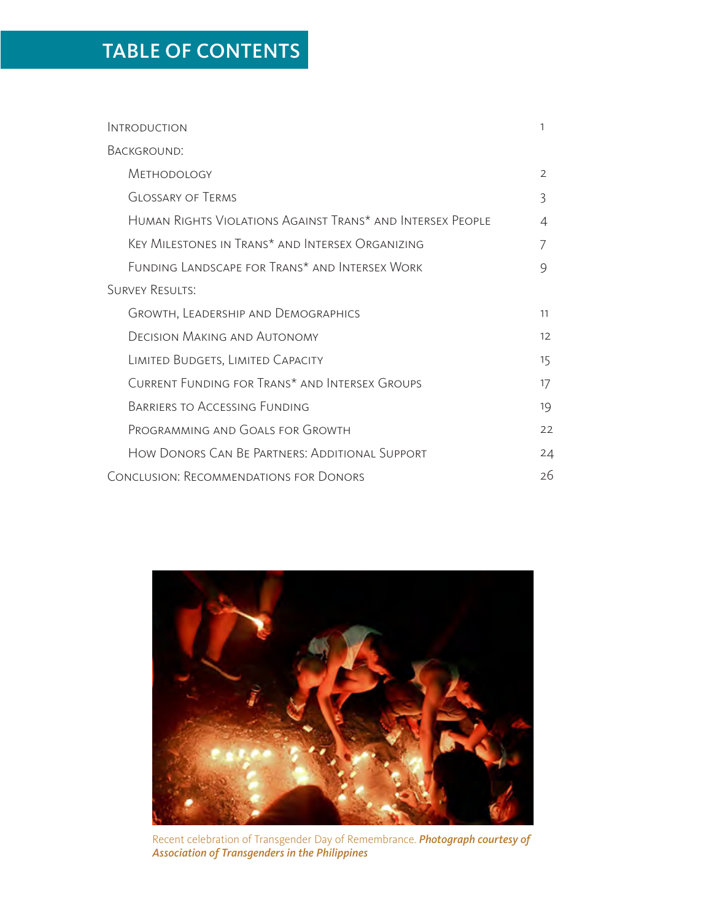# TABLE OF CONTENTS

| | |
|---|---|
| Introduction | 1 |
| Background: | |
| Methodology | 2 |
| Glossary of Terms | 3 |
| Human Rights Violations Against Trans* and Intersex People | 4 |
| Key Milestones in Trans* and Intersex Organizing | 7 |
| Funding Landscape for Trans* and Intersex Work | 9 |
| Survey Results: | |
| Growth, Leadership and Demographics | 11 |
| Decision Making and Autonomy | 12 |
| Limited Budgets, Limited Capacity | 15 |
| Current Funding for Trans* and Intersex Groups | 17 |
| Barriers to Accessing Funding | 19 |
| Programming and Goals for Growth | 22 |
| How Donors Can Be Partners: Additional Support | 24 |
| Conclusion: Recommendations for Donors | 26 |

Recent celebration of Transgender Day of Remembrance. ***Photograph courtesy of Association of Transgenders in the Philippines***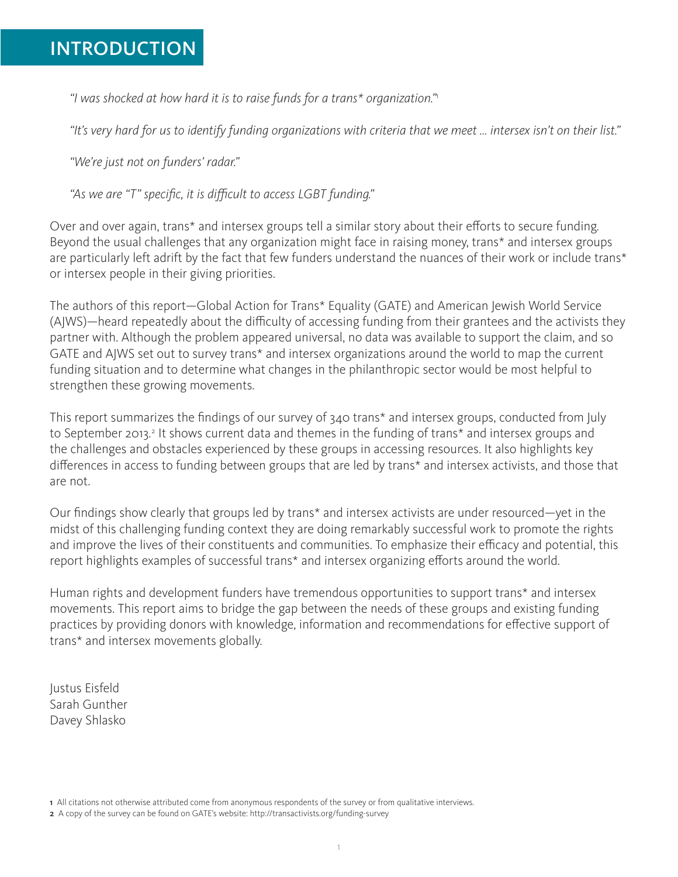# INTRODUCTION

*"I was shocked at how hard it is to raise funds for a trans* organization."*[1]

*"It's very hard for us to identify funding organizations with criteria that we meet … intersex isn't on their list."*

*"We're just not on funders' radar."*

*"As we are "T" specific, it is difficult to access LGBT funding."*

Over and over again, trans* and intersex groups tell a similar story about their efforts to secure funding. Beyond the usual challenges that any organization might face in raising money, trans* and intersex groups are particularly left adrift by the fact that few funders understand the nuances of their work or include trans* or intersex people in their giving priorities.

The authors of this report—Global Action for Trans* Equality (GATE) and American Jewish World Service (AJWS)—heard repeatedly about the difficulty of accessing funding from their grantees and the activists they partner with. Although the problem appeared universal, no data was available to support the claim, and so GATE and AJWS set out to survey trans* and intersex organizations around the world to map the current funding situation and to determine what changes in the philanthropic sector would be most helpful to strengthen these growing movements.

This report summarizes the findings of our survey of 340 trans* and intersex groups, conducted from July to September 2013.[2] It shows current data and themes in the funding of trans* and intersex groups and the challenges and obstacles experienced by these groups in accessing resources. It also highlights key differences in access to funding between groups that are led by trans* and intersex activists, and those that are not.

Our findings show clearly that groups led by trans* and intersex activists are under resourced—yet in the midst of this challenging funding context they are doing remarkably successful work to promote the rights and improve the lives of their constituents and communities. To emphasize their efficacy and potential, this report highlights examples of successful trans* and intersex organizing efforts around the world.

Human rights and development funders have tremendous opportunities to support trans* and intersex movements. This report aims to bridge the gap between the needs of these groups and existing funding practices by providing donors with knowledge, information and recommendations for effective support of trans* and intersex movements globally.

Justus Eisfeld
Sarah Gunther
Davey Shlasko

**1** All citations not otherwise attributed come from anonymous respondents of the survey or from qualitative interviews.
**2** A copy of the survey can be found on GATE's website: http://transactivists.org/funding-survey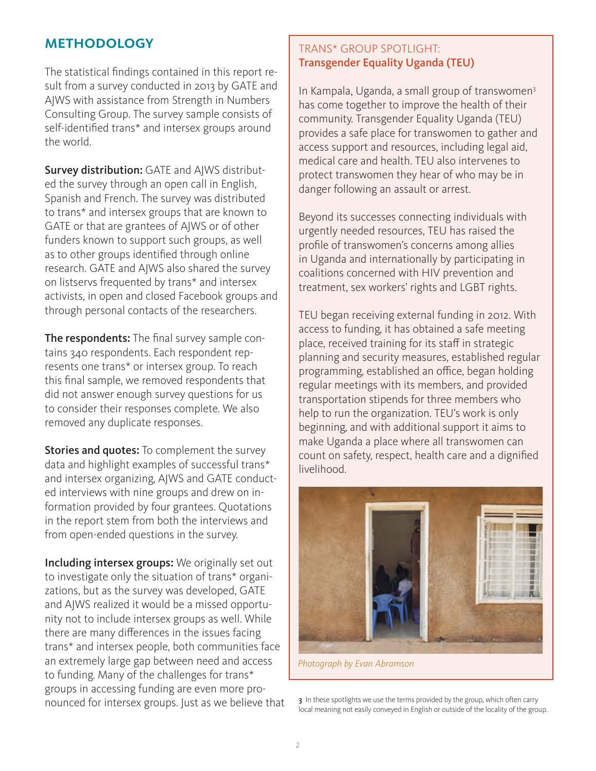## METHODOLOGY

The statistical findings contained in this report result from a survey conducted in 2013 by GATE and AJWS with assistance from Strength in Numbers Consulting Group. The survey sample consists of self-identified trans* and intersex groups around the world.

**Survey distribution:** GATE and AJWS distributed the survey through an open call in English, Spanish and French. The survey was distributed to trans* and intersex groups that are known to GATE or that are grantees of AJWS or of other funders known to support such groups, as well as to other groups identified through online research. GATE and AJWS also shared the survey on listservs frequented by trans* and intersex activists, in open and closed Facebook groups and through personal contacts of the researchers.

**The respondents:** The final survey sample contains 340 respondents. Each respondent represents one trans* or intersex group. To reach this final sample, we removed respondents that did not answer enough survey questions for us to consider their responses complete. We also removed any duplicate responses.

**Stories and quotes:** To complement the survey data and highlight examples of successful trans* and intersex organizing, AJWS and GATE conducted interviews with nine groups and drew on information provided by four grantees. Quotations in the report stem from both the interviews and from open-ended questions in the survey.

**Including intersex groups:** We originally set out to investigate only the situation of trans* organizations, but as the survey was developed, GATE and AJWS realized it would be a missed opportunity not to include intersex groups as well. While there are many differences in the issues facing trans* and intersex people, both communities face an extremely large gap between need and access to funding. Many of the challenges for trans* groups in accessing funding are even more pronounced for intersex groups. Just as we believe that

TRANS* GROUP SPOTLIGHT:
**Transgender Equality Uganda (TEU)**

In Kampala, Uganda, a small group of transwomen[3] has come together to improve the health of their community. Transgender Equality Uganda (TEU) provides a safe place for transwomen to gather and access support and resources, including legal aid, medical care and health. TEU also intervenes to protect transwomen they hear of who may be in danger following an assault or arrest.

Beyond its successes connecting individuals with urgently needed resources, TEU has raised the profile of transwomen's concerns among allies in Uganda and internationally by participating in coalitions concerned with HIV prevention and treatment, sex workers' rights and LGBT rights.

TEU began receiving external funding in 2012. With access to funding, it has obtained a safe meeting place, received training for its staff in strategic planning and security measures, established regular programming, established an office, began holding regular meetings with its members, and provided transportation stipends for three members who help to run the organization. TEU's work is only beginning, and with additional support it aims to make Uganda a place where all transwomen can count on safety, respect, health care and a dignified livelihood.

*Photograph by Evan Abramson*

[3] In these spotlights we use the terms provided by the group, which often carry local meaning not easily conveyed in English or outside of the locality of the group.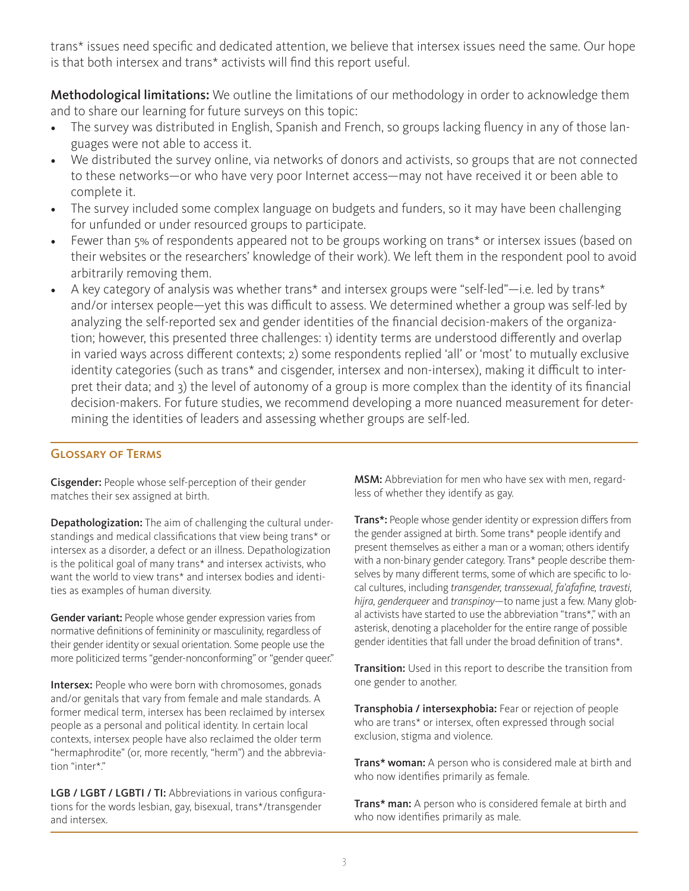trans* issues need specific and dedicated attention, we believe that intersex issues need the same. Our hope is that both intersex and trans* activists will find this report useful.

**Methodological limitations:** We outline the limitations of our methodology in order to acknowledge them and to share our learning for future surveys on this topic:

- The survey was distributed in English, Spanish and French, so groups lacking fluency in any of those languages were not able to access it.
- We distributed the survey online, via networks of donors and activists, so groups that are not connected to these networks—or who have very poor Internet access—may not have received it or been able to complete it.
- The survey included some complex language on budgets and funders, so it may have been challenging for unfunded or under resourced groups to participate.
- Fewer than 5% of respondents appeared not to be groups working on trans* or intersex issues (based on their websites or the researchers' knowledge of their work). We left them in the respondent pool to avoid arbitrarily removing them.
- A key category of analysis was whether trans* and intersex groups were "self-led"—i.e. led by trans* and/or intersex people—yet this was difficult to assess. We determined whether a group was self-led by analyzing the self-reported sex and gender identities of the financial decision-makers of the organization; however, this presented three challenges: 1) identity terms are understood differently and overlap in varied ways across different contexts; 2) some respondents replied 'all' or 'most' to mutually exclusive identity categories (such as trans* and cisgender, intersex and non-intersex), making it difficult to interpret their data; and 3) the level of autonomy of a group is more complex than the identity of its financial decision-makers. For future studies, we recommend developing a more nuanced measurement for determining the identities of leaders and assessing whether groups are self-led.

## Glossary of Terms

**Cisgender:** People whose self-perception of their gender matches their sex assigned at birth.

**Depathologization:** The aim of challenging the cultural understandings and medical classifications that view being trans* or intersex as a disorder, a defect or an illness. Depathologization is the political goal of many trans* and intersex activists, who want the world to view trans* and intersex bodies and identities as examples of human diversity.

**Gender variant:** People whose gender expression varies from normative definitions of femininity or masculinity, regardless of their gender identity or sexual orientation. Some people use the more politicized terms "gender-nonconforming" or "gender queer."

**Intersex:** People who were born with chromosomes, gonads and/or genitals that vary from female and male standards. A former medical term, intersex has been reclaimed by intersex people as a personal and political identity. In certain local contexts, intersex people have also reclaimed the older term "hermaphrodite" (or, more recently, "herm") and the abbreviation "inter*."

**LGB / LGBT / LGBTI / TI:** Abbreviations in various configurations for the words lesbian, gay, bisexual, trans*/transgender and intersex.

**MSM:** Abbreviation for men who have sex with men, regardless of whether they identify as gay.

**Trans*:** People whose gender identity or expression differs from the gender assigned at birth. Some trans* people identify and present themselves as either a man or a woman; others identify with a non-binary gender category. Trans* people describe themselves by many different terms, some of which are specific to local cultures, including *transgender, transsexual, fa'afafine, travesti, hijra, genderqueer* and *transpinoy*—to name just a few. Many global activists have started to use the abbreviation "trans*," with an asterisk, denoting a placeholder for the entire range of possible gender identities that fall under the broad definition of trans*.

**Transition:** Used in this report to describe the transition from one gender to another.

**Transphobia / intersexphobia:** Fear or rejection of people who are trans* or intersex, often expressed through social exclusion, stigma and violence.

**Trans* woman:** A person who is considered male at birth and who now identifies primarily as female.

**Trans* man:** A person who is considered female at birth and who now identifies primarily as male.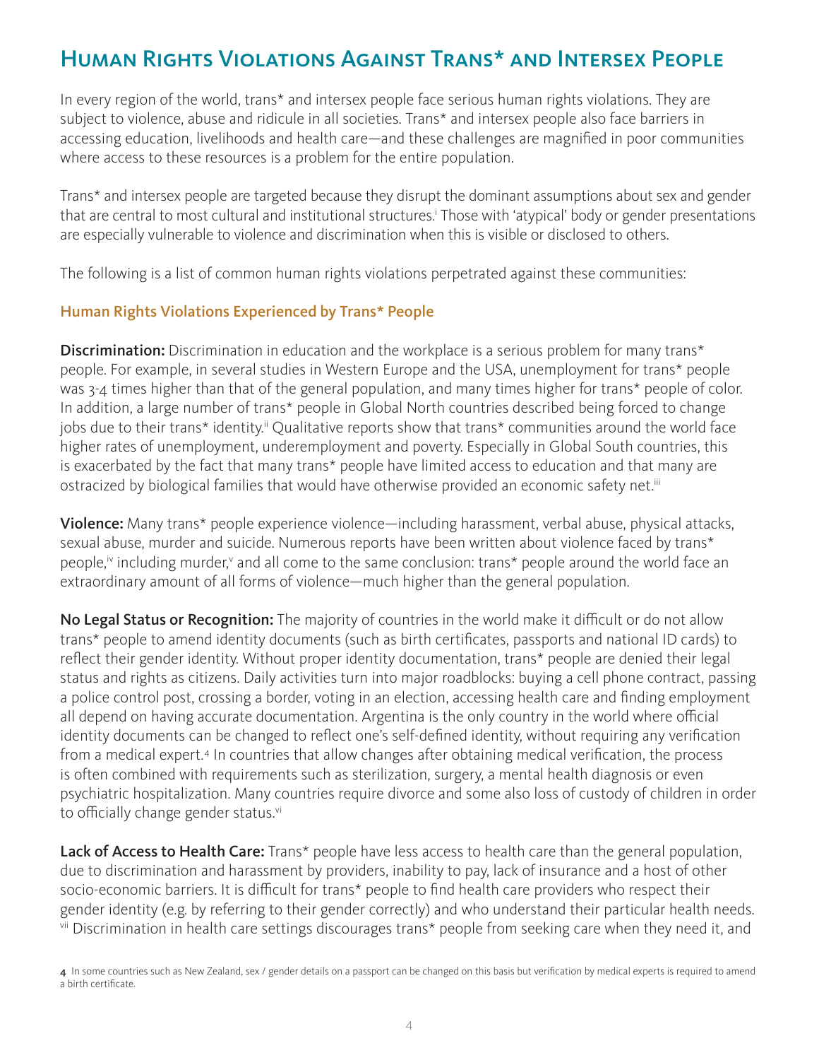# Human Rights Violations Against Trans* and Intersex People

In every region of the world, trans* and intersex people face serious human rights violations. They are subject to violence, abuse and ridicule in all societies. Trans* and intersex people also face barriers in accessing education, livelihoods and health care—and these challenges are magnified in poor communities where access to these resources is a problem for the entire population.

Trans* and intersex people are targeted because they disrupt the dominant assumptions about sex and gender that are central to most cultural and institutional structures.[i] Those with 'atypical' body or gender presentations are especially vulnerable to violence and discrimination when this is visible or disclosed to others.

The following is a list of common human rights violations perpetrated against these communities:

### Human Rights Violations Experienced by Trans* People

**Discrimination:** Discrimination in education and the workplace is a serious problem for many trans* people. For example, in several studies in Western Europe and the USA, unemployment for trans* people was 3-4 times higher than that of the general population, and many times higher for trans* people of color. In addition, a large number of trans* people in Global North countries described being forced to change jobs due to their trans* identity.[ii] Qualitative reports show that trans* communities around the world face higher rates of unemployment, underemployment and poverty. Especially in Global South countries, this is exacerbated by the fact that many trans* people have limited access to education and that many are ostracized by biological families that would have otherwise provided an economic safety net.[iii]

**Violence:** Many trans* people experience violence—including harassment, verbal abuse, physical attacks, sexual abuse, murder and suicide. Numerous reports have been written about violence faced by trans* people,[iv] including murder,[v] and all come to the same conclusion: trans* people around the world face an extraordinary amount of all forms of violence—much higher than the general population.

**No Legal Status or Recognition:** The majority of countries in the world make it difficult or do not allow trans* people to amend identity documents (such as birth certificates, passports and national ID cards) to reflect their gender identity. Without proper identity documentation, trans* people are denied their legal status and rights as citizens. Daily activities turn into major roadblocks: buying a cell phone contract, passing a police control post, crossing a border, voting in an election, accessing health care and finding employment all depend on having accurate documentation. Argentina is the only country in the world where official identity documents can be changed to reflect one's self-defined identity, without requiring any verification from a medical expert.[4] In countries that allow changes after obtaining medical verification, the process is often combined with requirements such as sterilization, surgery, a mental health diagnosis or even psychiatric hospitalization. Many countries require divorce and some also loss of custody of children in order to officially change gender status.[vi]

**Lack of Access to Health Care:** Trans* people have less access to health care than the general population, due to discrimination and harassment by providers, inability to pay, lack of insurance and a host of other socio-economic barriers. It is difficult for trans* people to find health care providers who respect their gender identity (e.g. by referring to their gender correctly) and who understand their particular health needs.[vii] Discrimination in health care settings discourages trans* people from seeking care when they need it, and

[4] In some countries such as New Zealand, sex / gender details on a passport can be changed on this basis but verification by medical experts is required to amend a birth certificate.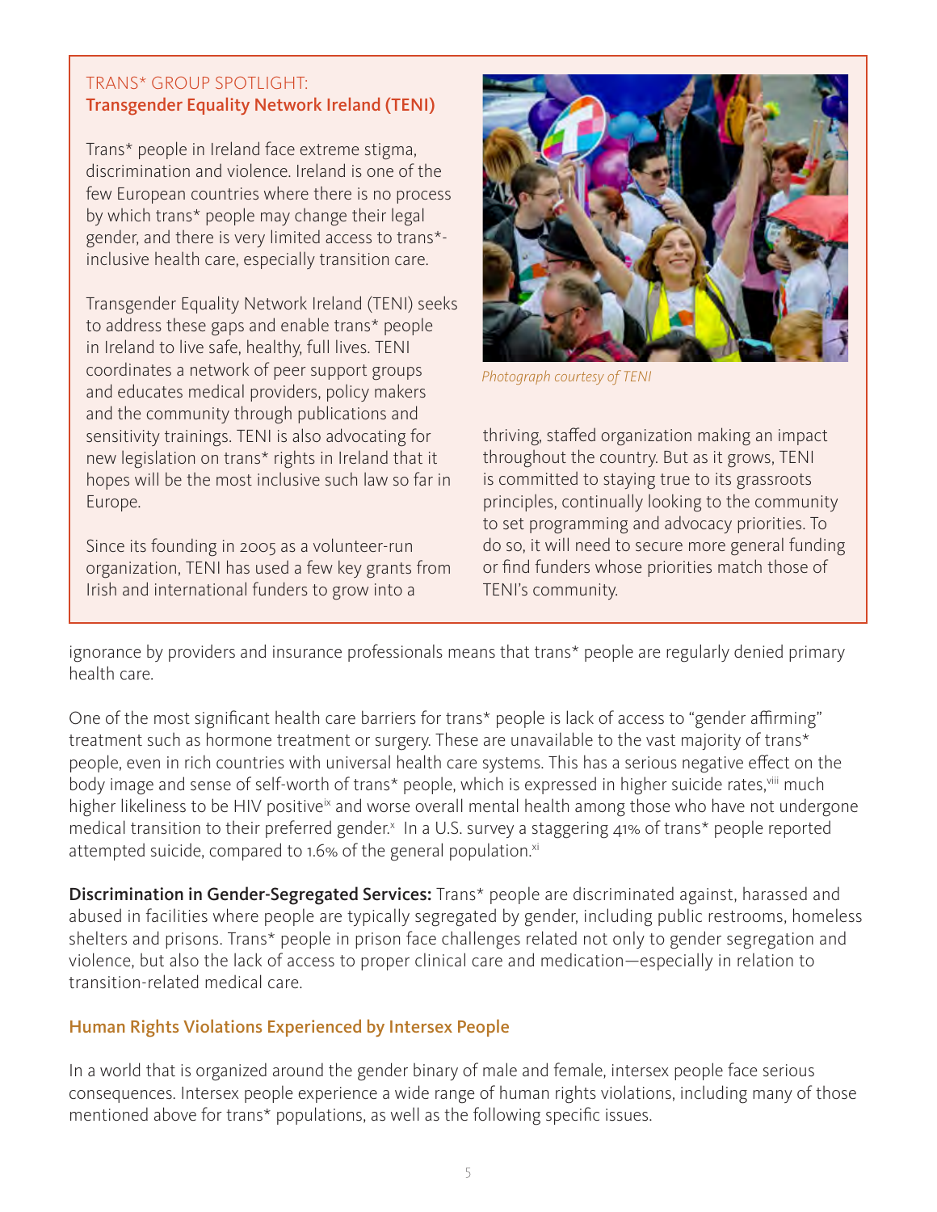TRANS* GROUP SPOTLIGHT:
**Transgender Equality Network Ireland (TENI)**

Trans* people in Ireland face extreme stigma, discrimination and violence. Ireland is one of the few European countries where there is no process by which trans* people may change their legal gender, and there is very limited access to trans*-inclusive health care, especially transition care.

Transgender Equality Network Ireland (TENI) seeks to address these gaps and enable trans* people in Ireland to live safe, healthy, full lives. TENI coordinates a network of peer support groups and educates medical providers, policy makers and the community through publications and sensitivity trainings. TENI is also advocating for new legislation on trans* rights in Ireland that it hopes will be the most inclusive such law so far in Europe.

Since its founding in 2005 as a volunteer-run organization, TENI has used a few key grants from Irish and international funders to grow into a thriving, staffed organization making an impact throughout the country. But as it grows, TENI is committed to staying true to its grassroots principles, continually looking to the community to set programming and advocacy priorities. To do so, it will need to secure more general funding or find funders whose priorities match those of TENI's community.

*Photograph courtesy of TENI*

ignorance by providers and insurance professionals means that trans* people are regularly denied primary health care.

One of the most significant health care barriers for trans* people is lack of access to "gender affirming" treatment such as hormone treatment or surgery. These are unavailable to the vast majority of trans* people, even in rich countries with universal health care systems. This has a serious negative effect on the body image and sense of self-worth of trans* people, which is expressed in higher suicide rates,[viii] much higher likeliness to be HIV positive[ix] and worse overall mental health among those who have not undergone medical transition to their preferred gender.[x] In a U.S. survey a staggering 41% of trans* people reported attempted suicide, compared to 1.6% of the general population.[xi]

**Discrimination in Gender-Segregated Services:** Trans* people are discriminated against, harassed and abused in facilities where people are typically segregated by gender, including public restrooms, homeless shelters and prisons. Trans* people in prison face challenges related not only to gender segregation and violence, but also the lack of access to proper clinical care and medication—especially in relation to transition-related medical care.

## Human Rights Violations Experienced by Intersex People

In a world that is organized around the gender binary of male and female, intersex people face serious consequences. Intersex people experience a wide range of human rights violations, including many of those mentioned above for trans* populations, as well as the following specific issues.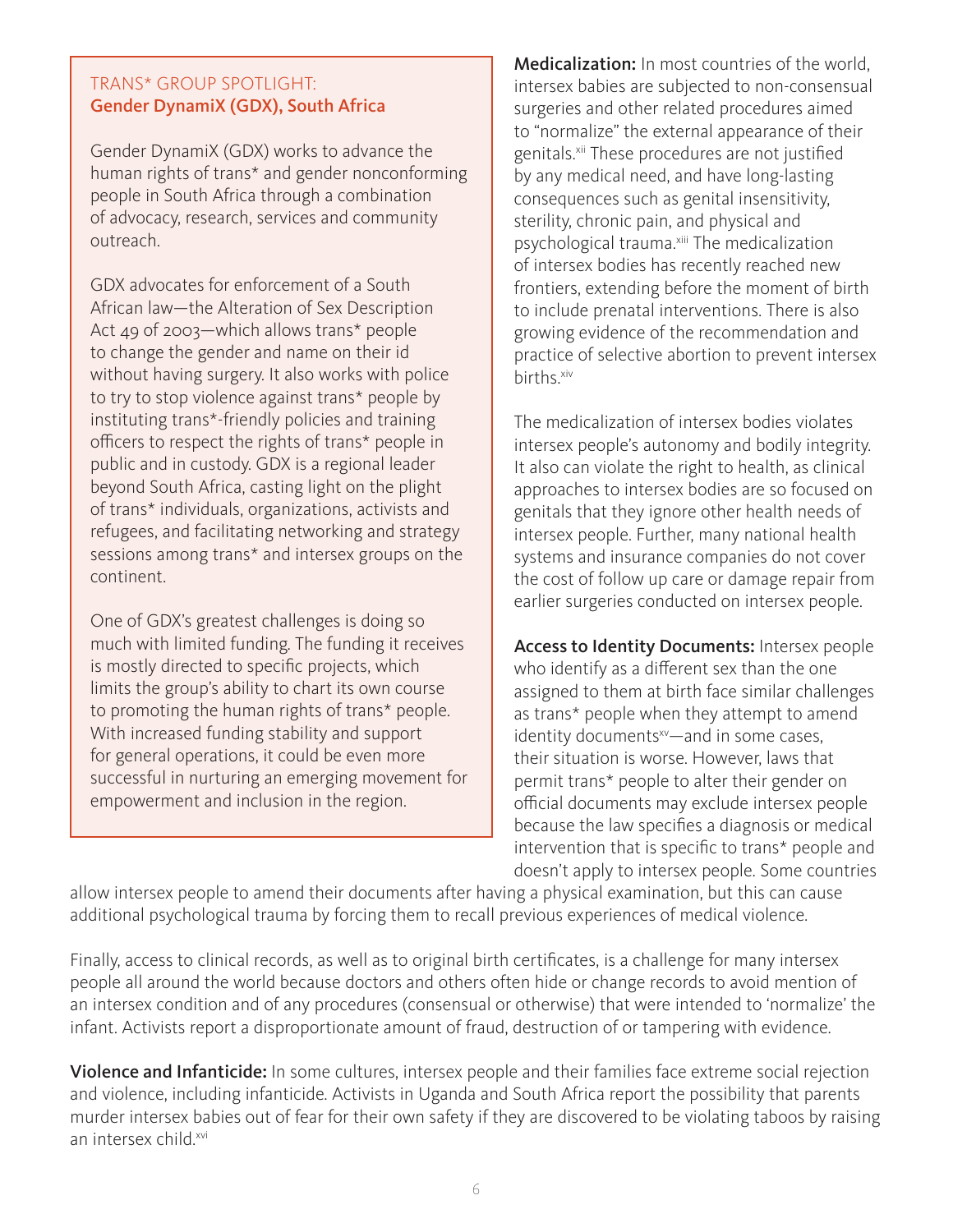## TRANS* GROUP SPOTLIGHT: **Gender DynamiX (GDX), South Africa**

Gender DynamiX (GDX) works to advance the human rights of trans* and gender nonconforming people in South Africa through a combination of advocacy, research, services and community outreach.

GDX advocates for enforcement of a South African law—the Alteration of Sex Description Act 49 of 2003—which allows trans* people to change the gender and name on their id without having surgery. It also works with police to try to stop violence against trans* people by instituting trans*-friendly policies and training officers to respect the rights of trans* people in public and in custody. GDX is a regional leader beyond South Africa, casting light on the plight of trans* individuals, organizations, activists and refugees, and facilitating networking and strategy sessions among trans* and intersex groups on the continent.

One of GDX's greatest challenges is doing so much with limited funding. The funding it receives is mostly directed to specific projects, which limits the group's ability to chart its own course to promoting the human rights of trans* people. With increased funding stability and support for general operations, it could be even more successful in nurturing an emerging movement for empowerment and inclusion in the region.

**Medicalization:** In most countries of the world, intersex babies are subjected to non-consensual surgeries and other related procedures aimed to "normalize" the external appearance of their genitals.[xii] These procedures are not justified by any medical need, and have long-lasting consequences such as genital insensitivity, sterility, chronic pain, and physical and psychological trauma.[xiii] The medicalization of intersex bodies has recently reached new frontiers, extending before the moment of birth to include prenatal interventions. There is also growing evidence of the recommendation and practice of selective abortion to prevent intersex births.[xiv]

The medicalization of intersex bodies violates intersex people's autonomy and bodily integrity. It also can violate the right to health, as clinical approaches to intersex bodies are so focused on genitals that they ignore other health needs of intersex people. Further, many national health systems and insurance companies do not cover the cost of follow up care or damage repair from earlier surgeries conducted on intersex people.

**Access to Identity Documents:** Intersex people who identify as a different sex than the one assigned to them at birth face similar challenges as trans* people when they attempt to amend identity documents[xv]—and in some cases, their situation is worse. However, laws that permit trans* people to alter their gender on official documents may exclude intersex people because the law specifies a diagnosis or medical intervention that is specific to trans* people and doesn't apply to intersex people. Some countries allow intersex people to amend their documents after having a physical examination, but this can cause additional psychological trauma by forcing them to recall previous experiences of medical violence.

Finally, access to clinical records, as well as to original birth certificates, is a challenge for many intersex people all around the world because doctors and others often hide or change records to avoid mention of an intersex condition and of any procedures (consensual or otherwise) that were intended to 'normalize' the infant. Activists report a disproportionate amount of fraud, destruction of or tampering with evidence.

**Violence and Infanticide:** In some cultures, intersex people and their families face extreme social rejection and violence, including infanticide. Activists in Uganda and South Africa report the possibility that parents murder intersex babies out of fear for their own safety if they are discovered to be violating taboos by raising an intersex child.[xvi]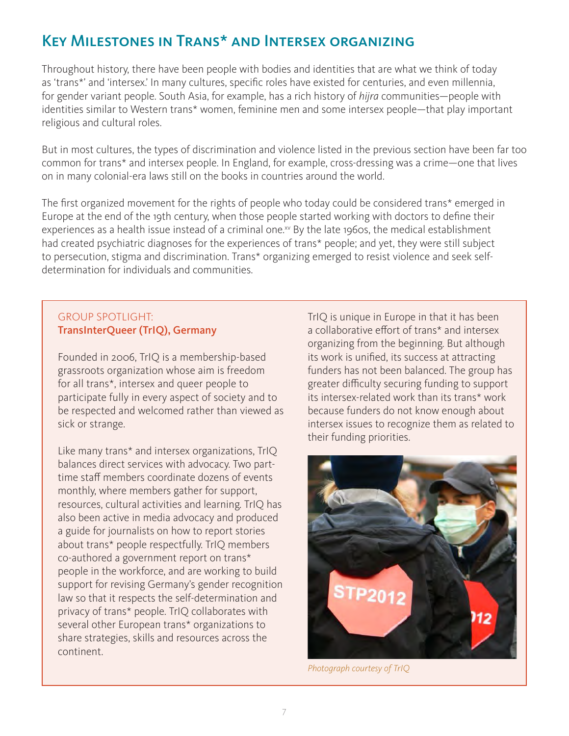## Key Milestones in Trans* and Intersex organizing

Throughout history, there have been people with bodies and identities that are what we think of today as 'trans*' and 'intersex.' In many cultures, specific roles have existed for centuries, and even millennia, for gender variant people. South Asia, for example, has a rich history of *hijra* communities—people with identities similar to Western trans* women, feminine men and some intersex people—that play important religious and cultural roles.

But in most cultures, the types of discrimination and violence listed in the previous section have been far too common for trans* and intersex people. In England, for example, cross-dressing was a crime—one that lives on in many colonial-era laws still on the books in countries around the world.

The first organized movement for the rights of people who today could be considered trans* emerged in Europe at the end of the 19th century, when those people started working with doctors to define their experiences as a health issue instead of a criminal one.[xv] By the late 1960s, the medical establishment had created psychiatric diagnoses for the experiences of trans* people; and yet, they were still subject to persecution, stigma and discrimination. Trans* organizing emerged to resist violence and seek self-determination for individuals and communities.

GROUP SPOTLIGHT:
**TransInterQueer (TrIQ), Germany**

Founded in 2006, TrIQ is a membership-based grassroots organization whose aim is freedom for all trans*, intersex and queer people to participate fully in every aspect of society and to be respected and welcomed rather than viewed as sick or strange.

Like many trans* and intersex organizations, TrIQ balances direct services with advocacy. Two part-time staff members coordinate dozens of events monthly, where members gather for support, resources, cultural activities and learning. TrIQ has also been active in media advocacy and produced a guide for journalists on how to report stories about trans* people respectfully. TrIQ members co-authored a government report on trans* people in the workforce, and are working to build support for revising Germany's gender recognition law so that it respects the self-determination and privacy of trans* people. TrIQ collaborates with several other European trans* organizations to share strategies, skills and resources across the continent.

TrIQ is unique in Europe in that it has been a collaborative effort of trans* and intersex organizing from the beginning. But although its work is unified, its success at attracting funders has not been balanced. The group has greater difficulty securing funding to support its intersex-related work than its trans* work because funders do not know enough about intersex issues to recognize them as related to their funding priorities.

*Photograph courtesy of TrIQ*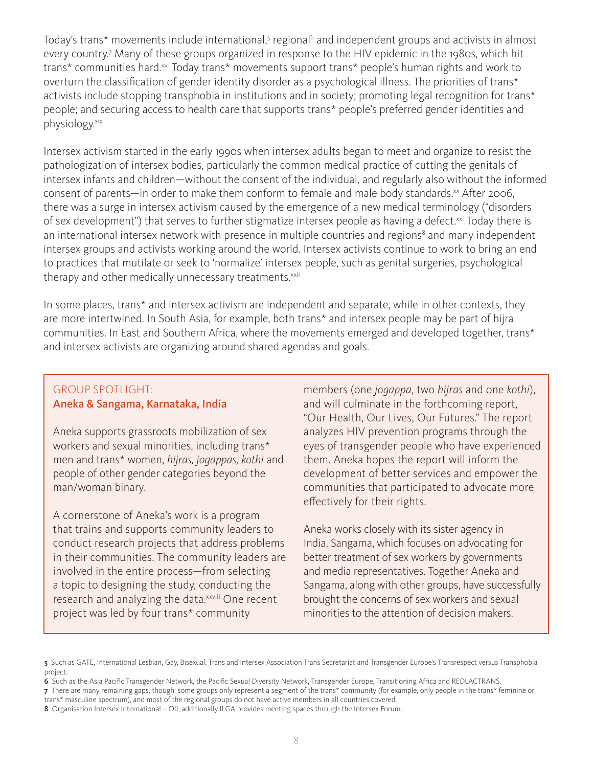Today's trans* movements include international,[5] regional[6] and independent groups and activists in almost every country.[7] Many of these groups organized in response to the HIV epidemic in the 1980s, which hit trans* communities hard.[xvi] Today trans* movements support trans* people's human rights and work to overturn the classification of gender identity disorder as a psychological illness. The priorities of trans* activists include stopping transphobia in institutions and in society; promoting legal recognition for trans* people; and securing access to health care that supports trans* people's preferred gender identities and physiology.[xix]

Intersex activism started in the early 1990s when intersex adults began to meet and organize to resist the pathologization of intersex bodies, particularly the common medical practice of cutting the genitals of intersex infants and children—without the consent of the individual, and regularly also without the informed consent of parents—in order to make them conform to female and male body standards.[xx] After 2006, there was a surge in intersex activism caused by the emergence of a new medical terminology ("disorders of sex development") that serves to further stigmatize intersex people as having a defect.[xxi] Today there is an international intersex network with presence in multiple countries and regions[8] and many independent intersex groups and activists working around the world. Intersex activists continue to work to bring an end to practices that mutilate or seek to 'normalize' intersex people, such as genital surgeries, psychological therapy and other medically unnecessary treatments.[xxii]

In some places, trans* and intersex activism are independent and separate, while in other contexts, they are more intertwined. In South Asia, for example, both trans* and intersex people may be part of hijra communities. In East and Southern Africa, where the movements emerged and developed together, trans* and intersex activists are organizing around shared agendas and goals.

### GROUP SPOTLIGHT:
### Aneka & Sangama, Karnataka, India

Aneka supports grassroots mobilization of sex workers and sexual minorities, including trans* men and trans* women, *hijras, jogappas, kothi* and people of other gender categories beyond the man/woman binary.

A cornerstone of Aneka's work is a program that trains and supports community leaders to conduct research projects that address problems in their communities. The community leaders are involved in the entire process—from selecting a topic to designing the study, conducting the research and analyzing the data.[xxviii] One recent project was led by four trans* community members (one *jogappa*, two *hijras* and one *kothi*), and will culminate in the forthcoming report, "Our Health, Our Lives, Our Futures." The report analyzes HIV prevention programs through the eyes of transgender people who have experienced them. Aneka hopes the report will inform the development of better services and empower the communities that participated to advocate more effectively for their rights.

Aneka works closely with its sister agency in India, Sangama, which focuses on advocating for better treatment of sex workers by governments and media representatives. Together Aneka and Sangama, along with other groups, have successfully brought the concerns of sex workers and sexual minorities to the attention of decision makers.

---

**5** Such as GATE, International Lesbian, Gay, Bisexual, Trans and Intersex Association Trans Secretariat and Transgender Europe's Transrespect versus Transphobia project.

**6** Such as the Asia Pacific Transgender Network, the Pacific Sexual Diversity Network, Transgender Europe, Transitioning Africa and REDLACTRANS.

**7** There are many remaining gaps, though: some groups only represent a segment of the trans* community (for example, only people in the trans* feminine or trans* masculine spectrum), and most of the regional groups do not have active members in all countries covered.

**8** Organisation Intersex International – OII, additionally ILGA provides meeting spaces through the Intersex Forum.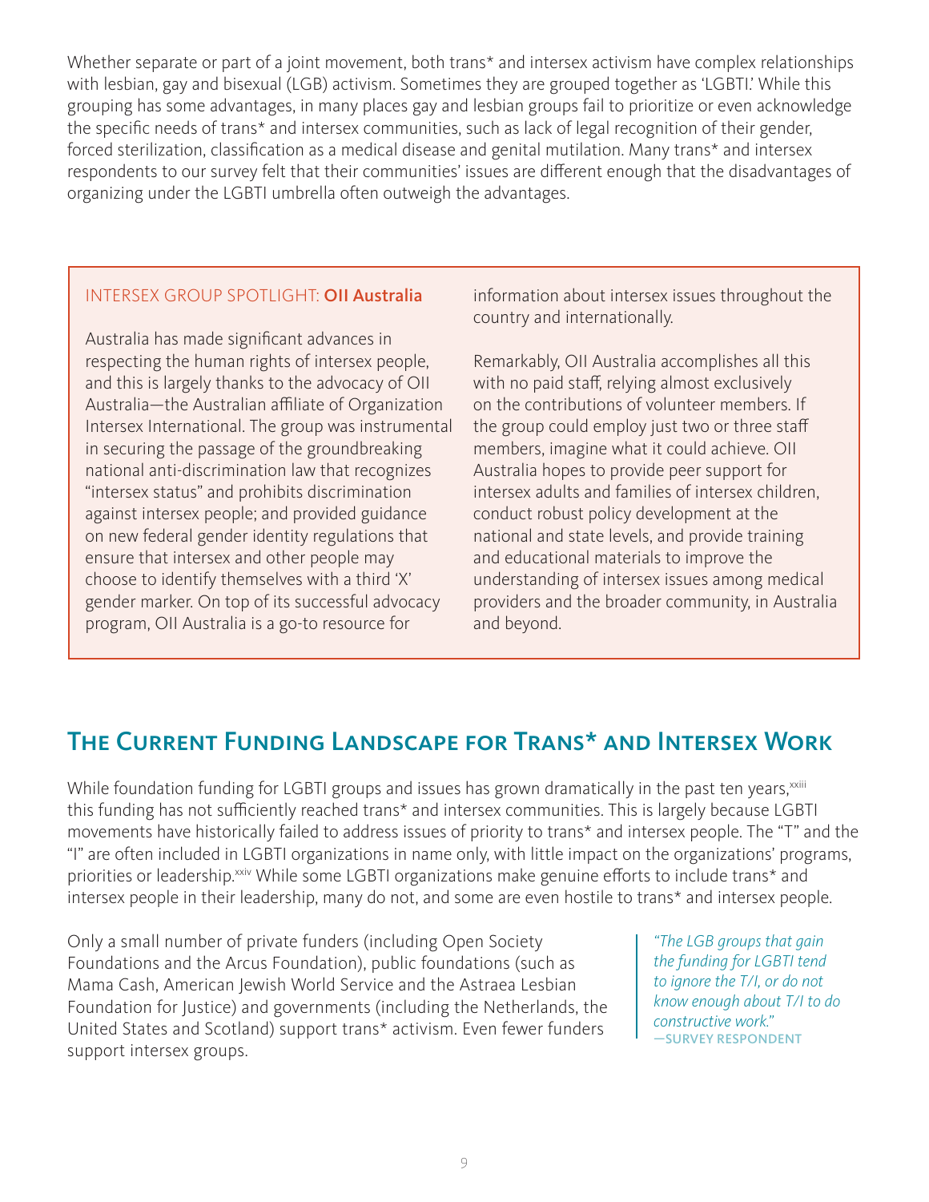Whether separate or part of a joint movement, both trans* and intersex activism have complex relationships with lesbian, gay and bisexual (LGB) activism. Sometimes they are grouped together as 'LGBTI.' While this grouping has some advantages, in many places gay and lesbian groups fail to prioritize or even acknowledge the specific needs of trans* and intersex communities, such as lack of legal recognition of their gender, forced sterilization, classification as a medical disease and genital mutilation. Many trans* and intersex respondents to our survey felt that their communities' issues are different enough that the disadvantages of organizing under the LGBTI umbrella often outweigh the advantages.

INTERSEX GROUP SPOTLIGHT: **OII Australia**

Australia has made significant advances in respecting the human rights of intersex people, and this is largely thanks to the advocacy of OII Australia—the Australian affiliate of Organization Intersex International. The group was instrumental in securing the passage of the groundbreaking national anti-discrimination law that recognizes "intersex status" and prohibits discrimination against intersex people; and provided guidance on new federal gender identity regulations that ensure that intersex and other people may choose to identify themselves with a third 'X' gender marker. On top of its successful advocacy program, OII Australia is a go-to resource for information about intersex issues throughout the country and internationally.

Remarkably, OII Australia accomplishes all this with no paid staff, relying almost exclusively on the contributions of volunteer members. If the group could employ just two or three staff members, imagine what it could achieve. OII Australia hopes to provide peer support for intersex adults and families of intersex children, conduct robust policy development at the national and state levels, and provide training and educational materials to improve the understanding of intersex issues among medical providers and the broader community, in Australia and beyond.

## The Current Funding Landscape for Trans* and Intersex Work

While foundation funding for LGBTI groups and issues has grown dramatically in the past ten years,[xxiii] this funding has not sufficiently reached trans* and intersex communities. This is largely because LGBTI movements have historically failed to address issues of priority to trans* and intersex people. The "T" and the "I" are often included in LGBTI organizations in name only, with little impact on the organizations' programs, priorities or leadership.[xxiv] While some LGBTI organizations make genuine efforts to include trans* and intersex people in their leadership, many do not, and some are even hostile to trans* and intersex people.

Only a small number of private funders (including Open Society Foundations and the Arcus Foundation), public foundations (such as Mama Cash, American Jewish World Service and the Astraea Lesbian Foundation for Justice) and governments (including the Netherlands, the United States and Scotland) support trans* activism. Even fewer funders support intersex groups.

*"The LGB groups that gain the funding for LGBTI tend to ignore the T/I, or do not know enough about T/I to do constructive work."*
—SURVEY RESPONDENT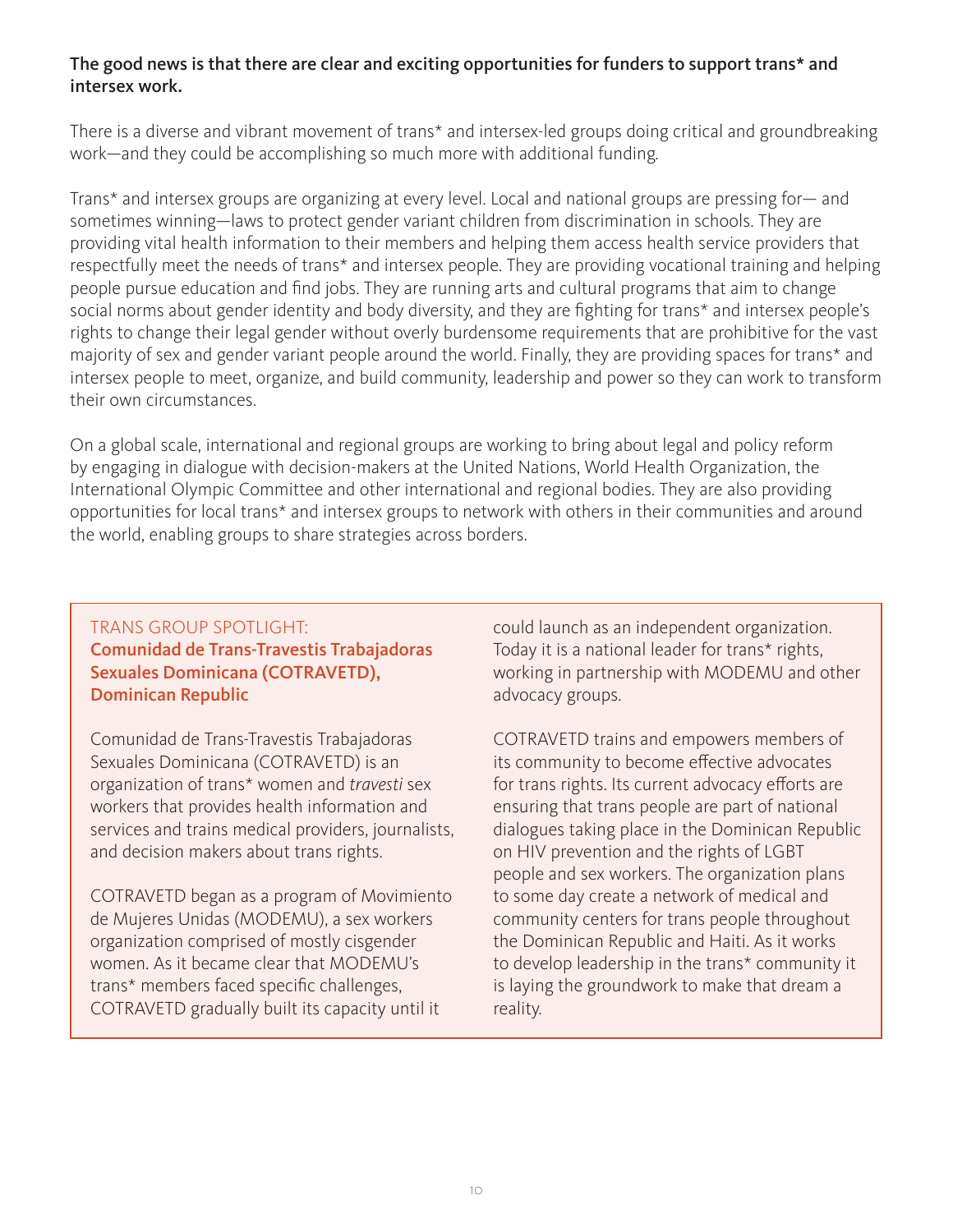**The good news is that there are clear and exciting opportunities for funders to support trans* and intersex work.**

There is a diverse and vibrant movement of trans* and intersex-led groups doing critical and groundbreaking work—and they could be accomplishing so much more with additional funding.

Trans* and intersex groups are organizing at every level. Local and national groups are pressing for— and sometimes winning—laws to protect gender variant children from discrimination in schools. They are providing vital health information to their members and helping them access health service providers that respectfully meet the needs of trans* and intersex people. They are providing vocational training and helping people pursue education and find jobs. They are running arts and cultural programs that aim to change social norms about gender identity and body diversity, and they are fighting for trans* and intersex people's rights to change their legal gender without overly burdensome requirements that are prohibitive for the vast majority of sex and gender variant people around the world. Finally, they are providing spaces for trans* and intersex people to meet, organize, and build community, leadership and power so they can work to transform their own circumstances.

On a global scale, international and regional groups are working to bring about legal and policy reform by engaging in dialogue with decision-makers at the United Nations, World Health Organization, the International Olympic Committee and other international and regional bodies. They are also providing opportunities for local trans* and intersex groups to network with others in their communities and around the world, enabling groups to share strategies across borders.

TRANS GROUP SPOTLIGHT:
### Comunidad de Trans-Travestis Trabajadoras Sexuales Dominicana (COTRAVETD), Dominican Republic

Comunidad de Trans-Travestis Trabajadoras Sexuales Dominicana (COTRAVETD) is an organization of trans* women and *travesti* sex workers that provides health information and services and trains medical providers, journalists, and decision makers about trans rights.

COTRAVETD began as a program of Movimiento de Mujeres Unidas (MODEMU), a sex workers organization comprised of mostly cisgender women. As it became clear that MODEMU's trans* members faced specific challenges, COTRAVETD gradually built its capacity until it could launch as an independent organization. Today it is a national leader for trans* rights, working in partnership with MODEMU and other advocacy groups.

COTRAVETD trains and empowers members of its community to become effective advocates for trans rights. Its current advocacy efforts are ensuring that trans people are part of national dialogues taking place in the Dominican Republic on HIV prevention and the rights of LGBT people and sex workers. The organization plans to some day create a network of medical and community centers for trans people throughout the Dominican Republic and Haiti. As it works to develop leadership in the trans* community it is laying the groundwork to make that dream a reality.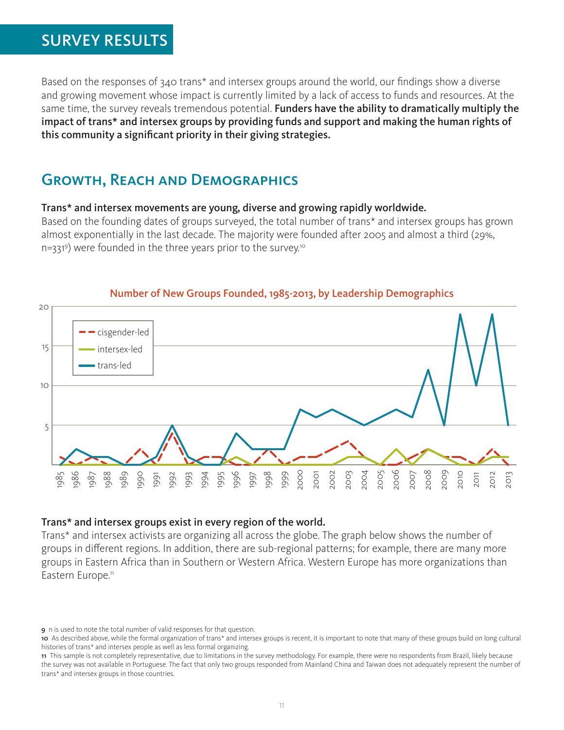# SURVEY RESULTS

Based on the responses of 340 trans* and intersex groups around the world, our findings show a diverse and growing movement whose impact is currently limited by a lack of access to funds and resources. At the same time, the survey reveals tremendous potential. **Funders have the ability to dramatically multiply the impact of trans* and intersex groups by providing funds and support and making the human rights of this community a significant priority in their giving strategies.**

## Growth, Reach and Demographics

**Trans* and intersex movements are young, diverse and growing rapidly worldwide.**

Based on the founding dates of groups surveyed, the total number of trans* and intersex groups has grown almost exponentially in the last decade. The majority were founded after 2005 and almost a third (29%, n=331[9]) were founded in the three years prior to the survey.[10]

**Number of New Groups Founded, 1985-2013, by Leadership Demographics**

**Trans* and intersex groups exist in every region of the world.**

Trans* and intersex activists are organizing all across the globe. The graph below shows the number of groups in different regions. In addition, there are sub-regional patterns; for example, there are many more groups in Eastern Africa than in Southern or Western Africa. Western Europe has more organizations than Eastern Europe.[11]

---

**9** n is used to note the total number of valid responses for that question.

**10** As described above, while the formal organization of trans* and intersex groups is recent, it is important to note that many of these groups build on long cultural histories of trans* and intersex people as well as less formal organizing.

**11** This sample is not completely representative, due to limitations in the survey methodology. For example, there were no respondents from Brazil, likely because the survey was not available in Portuguese. The fact that only two groups responded from Mainland China and Taiwan does not adequately represent the number of trans* and intersex groups in those countries.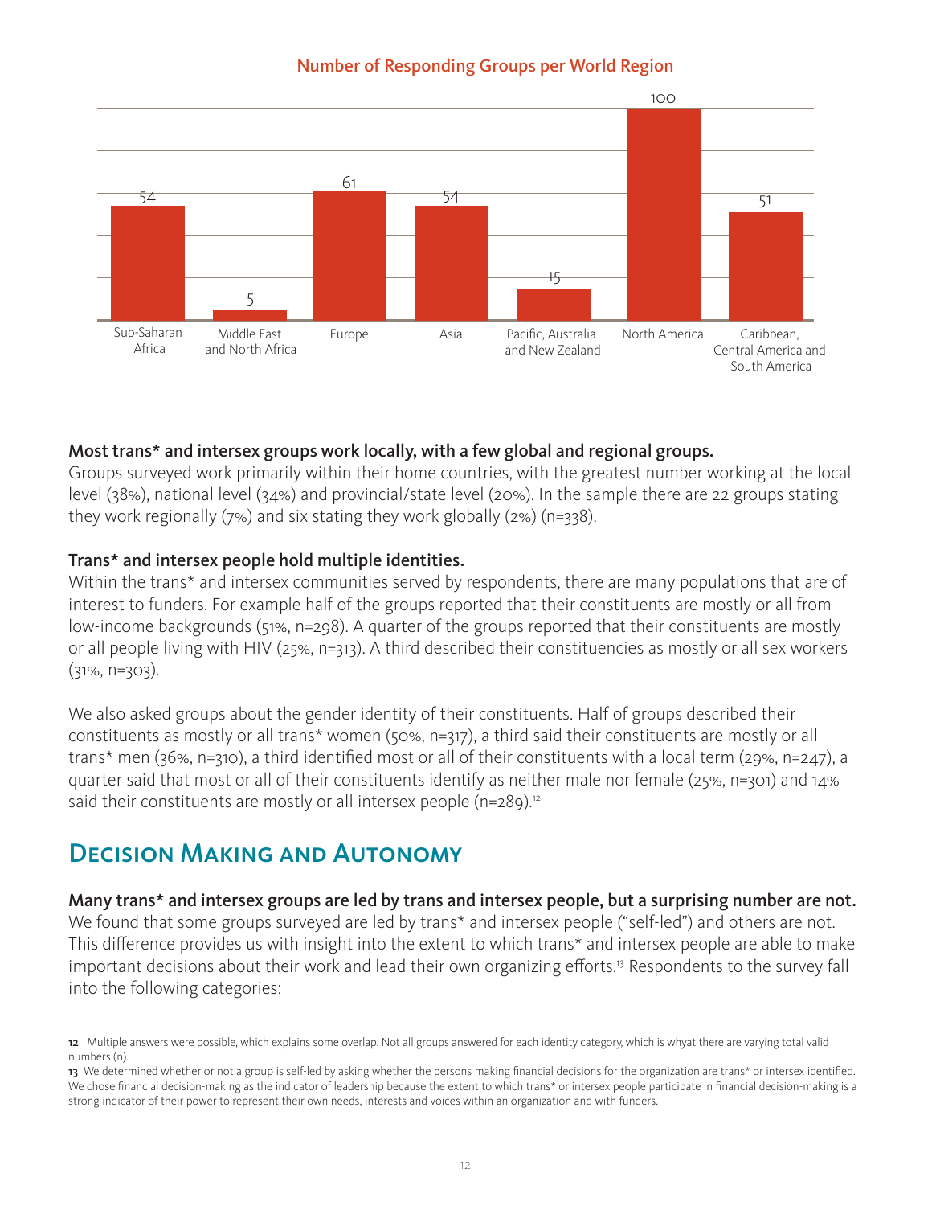**Number of Responding Groups per World Region**

| Region | Number of Groups |
|---|---|
| Sub-Saharan Africa | 54 |
| Middle East and North Africa | 5 |
| Europe | 61 |
| Asia | 54 |
| Pacific, Australia and New Zealand | 15 |
| North America | 100 |
| Caribbean, Central America and South America | 51 |

**Most trans* and intersex groups work locally, with a few global and regional groups.**
Groups surveyed work primarily within their home countries, with the greatest number working at the local level (38%), national level (34%) and provincial/state level (20%). In the sample there are 22 groups stating they work regionally (7%) and six stating they work globally (2%) (n=338).

**Trans* and intersex people hold multiple identities.**
Within the trans* and intersex communities served by respondents, there are many populations that are of interest to funders. For example half of the groups reported that their constituents are mostly or all from low-income backgrounds (51%, n=298). A quarter of the groups reported that their constituents are mostly or all people living with HIV (25%, n=313). A third described their constituencies as mostly or all sex workers (31%, n=303).

We also asked groups about the gender identity of their constituents. Half of groups described their constituents as mostly or all trans* women (50%, n=317), a third said their constituents are mostly or all trans* men (36%, n=310), a third identified most or all of their constituents with a local term (29%, n=247), a quarter said that most or all of their constituents identify as neither male nor female (25%, n=301) and 14% said their constituents are mostly or all intersex people (n=289).[12]

## Decision Making and Autonomy

**Many trans* and intersex groups are led by trans and intersex people, but a surprising number are not.**
We found that some groups surveyed are led by trans* and intersex people ("self-led") and others are not. This difference provides us with insight into the extent to which trans* and intersex people are able to make important decisions about their work and lead their own organizing efforts.[13] Respondents to the survey fall into the following categories:

---

[12] Multiple answers were possible, which explains some overlap. Not all groups answered for each identity category, which is whyat there are varying total valid numbers (n).

[13] We determined whether or not a group is self-led by asking whether the persons making financial decisions for the organization are trans* or intersex identified. We chose financial decision-making as the indicator of leadership because the extent to which trans* or intersex people participate in financial decision-making is a strong indicator of their power to represent their own needs, interests and voices within an organization and with funders.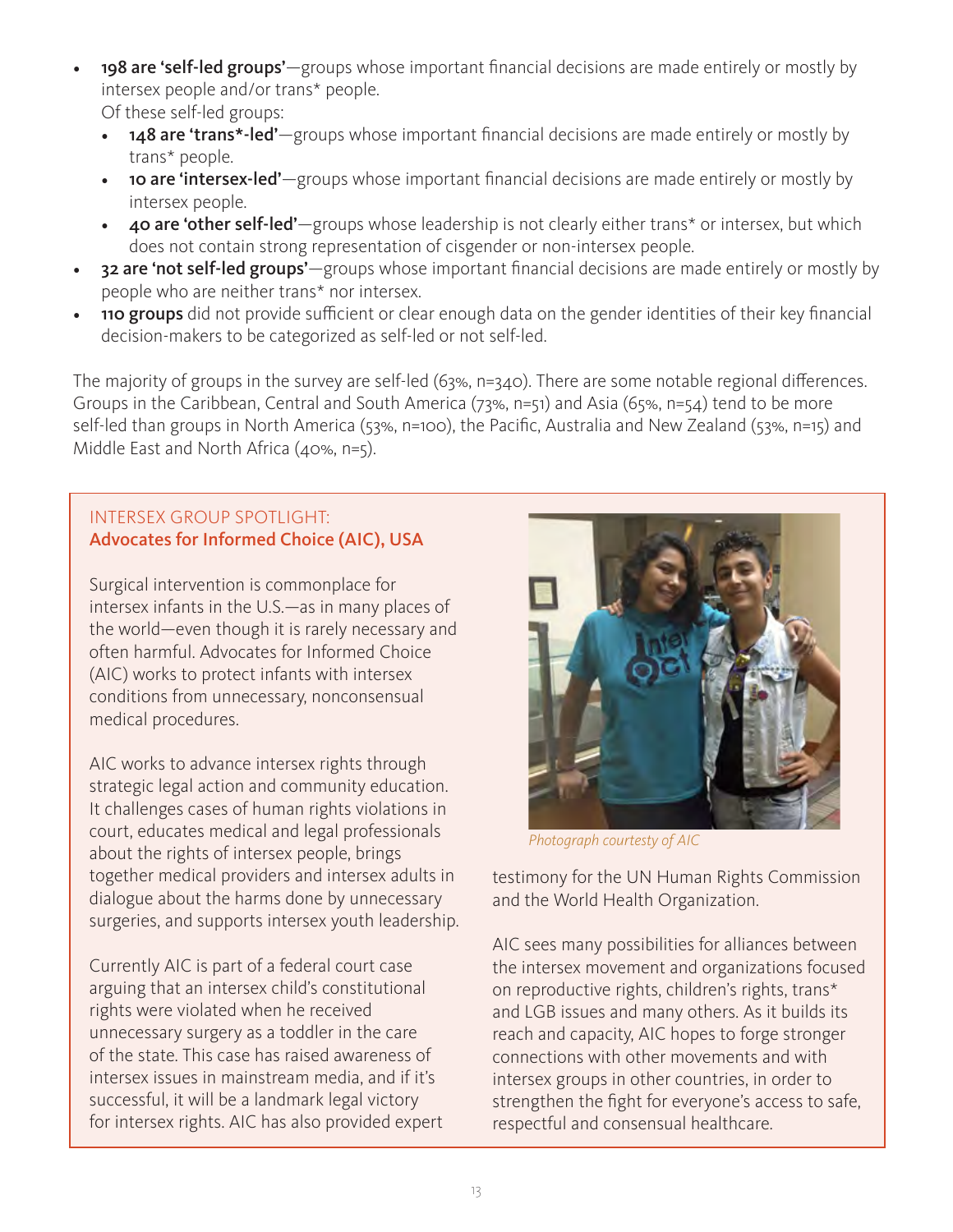- **198 are 'self-led groups'**—groups whose important financial decisions are made entirely or mostly by intersex people and/or trans* people.
  Of these self-led groups:
  - **148 are 'trans*-led'**—groups whose important financial decisions are made entirely or mostly by trans* people.
  - **10 are 'intersex-led'**—groups whose important financial decisions are made entirely or mostly by intersex people.
  - **40 are 'other self-led'**—groups whose leadership is not clearly either trans* or intersex, but which does not contain strong representation of cisgender or non-intersex people.
- **32 are 'not self-led groups'**—groups whose important financial decisions are made entirely or mostly by people who are neither trans* nor intersex.
- **110 groups** did not provide sufficient or clear enough data on the gender identities of their key financial decision-makers to be categorized as self-led or not self-led.

The majority of groups in the survey are self-led (63%, n=340). There are some notable regional differences. Groups in the Caribbean, Central and South America (73%, n=51) and Asia (65%, n=54) tend to be more self-led than groups in North America (53%, n=100), the Pacific, Australia and New Zealand (53%, n=15) and Middle East and North Africa (40%, n=5).

INTERSEX GROUP SPOTLIGHT:
### Advocates for Informed Choice (AIC), USA

Surgical intervention is commonplace for intersex infants in the U.S.—as in many places of the world—even though it is rarely necessary and often harmful. Advocates for Informed Choice (AIC) works to protect infants with intersex conditions from unnecessary, nonconsensual medical procedures.

AIC works to advance intersex rights through strategic legal action and community education. It challenges cases of human rights violations in court, educates medical and legal professionals about the rights of intersex people, brings together medical providers and intersex adults in dialogue about the harms done by unnecessary surgeries, and supports intersex youth leadership.

Currently AIC is part of a federal court case arguing that an intersex child's constitutional rights were violated when he received unnecessary surgery as a toddler in the care of the state. This case has raised awareness of intersex issues in mainstream media, and if it's successful, it will be a landmark legal victory for intersex rights. AIC has also provided expert testimony for the UN Human Rights Commission and the World Health Organization.

*Photograph courtesy of AIC*

AIC sees many possibilities for alliances between the intersex movement and organizations focused on reproductive rights, children's rights, trans* and LGB issues and many others. As it builds its reach and capacity, AIC hopes to forge stronger connections with other movements and with intersex groups in other countries, in order to strengthen the fight for everyone's access to safe, respectful and consensual healthcare.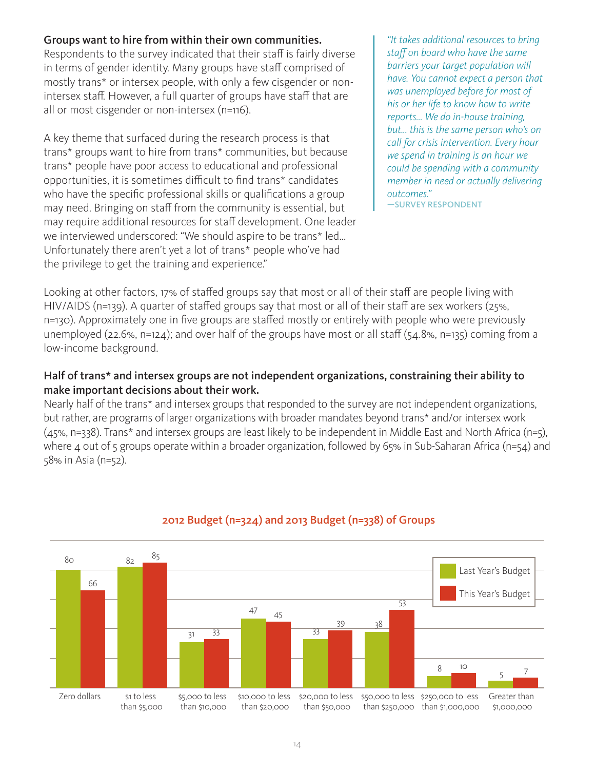**Groups want to hire from within their own communities.**
Respondents to the survey indicated that their staff is fairly diverse in terms of gender identity. Many groups have staff comprised of mostly trans* or intersex people, with only a few cisgender or non-intersex staff. However, a full quarter of groups have staff that are all or most cisgender or non-intersex (n=116).

A key theme that surfaced during the research process is that trans* groups want to hire from trans* communities, but because trans* people have poor access to educational and professional opportunities, it is sometimes difficult to find trans* candidates who have the specific professional skills or qualifications a group may need. Bringing on staff from the community is essential, but may require additional resources for staff development. One leader we interviewed underscored: "We should aspire to be trans* led... Unfortunately there aren't yet a lot of trans* people who've had the privilege to get the training and experience."

> *"It takes additional resources to bring staff on board who have the same barriers your target population will have. You cannot expect a person that was unemployed before for most of his or her life to know how to write reports... We do in-house training, but... this is the same person who's on call for crisis intervention. Every hour we spend in training is an hour we could be spending with a community member in need or actually delivering outcomes."*
> —SURVEY RESPONDENT

Looking at other factors, 17% of staffed groups say that most or all of their staff are people living with HIV/AIDS (n=139). A quarter of staffed groups say that most or all of their staff are sex workers (25%, n=130). Approximately one in five groups are staffed mostly or entirely with people who were previously unemployed (22.6%, n=124); and over half of the groups have most or all staff (54.8%, n=135) coming from a low-income background.

**Half of trans* and intersex groups are not independent organizations, constraining their ability to make important decisions about their work.**
Nearly half of the trans* and intersex groups that responded to the survey are not independent organizations, but rather, are programs of larger organizations with broader mandates beyond trans* and/or intersex work (45%, n=338). Trans* and intersex groups are least likely to be independent in Middle East and North Africa (n=5), where 4 out of 5 groups operate within a broader organization, followed by 65% in Sub-Saharan Africa (n=54) and 58% in Asia (n=52).

**2012 Budget (n=324) and 2013 Budget (n=338) of Groups**

| Budget | Last Year's Budget | This Year's Budget |
|---|---|---|
| Zero dollars | 80 | 66 |
| $1 to less than $5,000 | 82 | 85 |
| $5,000 to less than $10,000 | 31 | 33 |
| $10,000 to less than $20,000 | 47 | 45 |
| $20,000 to less than $50,000 | 33 | 39 |
| $50,000 to less than $250,000 | 38 | 53 |
| $250,000 to less than $1,000,000 | 8 | 10 |
| Greater than $1,000,000 | 5 | 7 |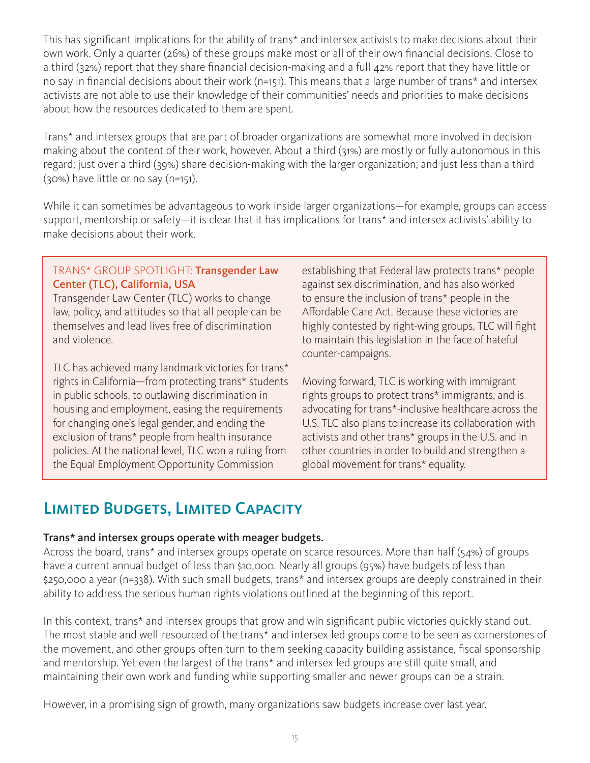This has significant implications for the ability of trans* and intersex activists to make decisions about their own work. Only a quarter (26%) of these groups make most or all of their own financial decisions. Close to a third (32%) report that they share financial decision-making and a full 42% report that they have little or no say in financial decisions about their work (n=151). This means that a large number of trans* and intersex activists are not able to use their knowledge of their communities' needs and priorities to make decisions about how the resources dedicated to them are spent.

Trans* and intersex groups that are part of broader organizations are somewhat more involved in decision-making about the content of their work, however. About a third (31%) are mostly or fully autonomous in this regard; just over a third (39%) share decision-making with the larger organization; and just less than a third (30%) have little or no say (n=151).

While it can sometimes be advantageous to work inside larger organizations—for example, groups can access support, mentorship or safety—it is clear that it has implications for trans* and intersex activists' ability to make decisions about their work.

TRANS* GROUP SPOTLIGHT: **Transgender Law Center (TLC), California, USA**

Transgender Law Center (TLC) works to change law, policy, and attitudes so that all people can be themselves and lead lives free of discrimination and violence.

TLC has achieved many landmark victories for trans* rights in California—from protecting trans* students in public schools, to outlawing discrimination in housing and employment, easing the requirements for changing one's legal gender, and ending the exclusion of trans* people from health insurance policies. At the national level, TLC won a ruling from the Equal Employment Opportunity Commission establishing that Federal law protects trans* people against sex discrimination, and has also worked to ensure the inclusion of trans* people in the Affordable Care Act. Because these victories are highly contested by right-wing groups, TLC will fight to maintain this legislation in the face of hateful counter-campaigns.

Moving forward, TLC is working with immigrant rights groups to protect trans* immigrants, and is advocating for trans*-inclusive healthcare across the U.S. TLC also plans to increase its collaboration with activists and other trans* groups in the U.S. and in other countries in order to build and strengthen a global movement for trans* equality.

## Limited Budgets, Limited Capacity

**Trans* and intersex groups operate with meager budgets.**

Across the board, trans* and intersex groups operate on scarce resources. More than half (54%) of groups have a current annual budget of less than $10,000. Nearly all groups (95%) have budgets of less than $250,000 a year (n=338). With such small budgets, trans* and intersex groups are deeply constrained in their ability to address the serious human rights violations outlined at the beginning of this report.

In this context, trans* and intersex groups that grow and win significant public victories quickly stand out. The most stable and well-resourced of the trans* and intersex-led groups come to be seen as cornerstones of the movement, and other groups often turn to them seeking capacity building assistance, fiscal sponsorship and mentorship. Yet even the largest of the trans* and intersex-led groups are still quite small, and maintaining their own work and funding while supporting smaller and newer groups can be a strain.

However, in a promising sign of growth, many organizations saw budgets increase over last year.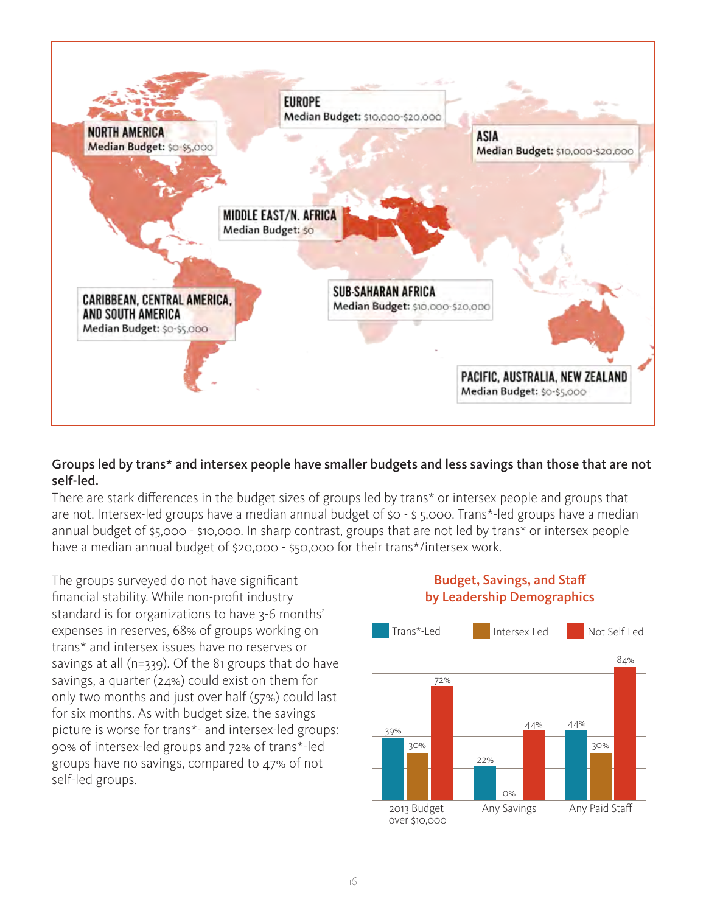**NORTH AMERICA**
Median Budget: $0-$5,000

**EUROPE**
Median Budget: $10,000-$20,000

**ASIA**
Median Budget: $10,000-$20,000

**MIDDLE EAST/N. AFRICA**
Median Budget: $0

**CARIBBEAN, CENTRAL AMERICA, AND SOUTH AMERICA**
Median Budget: $0-$5,000

**SUB-SAHARAN AFRICA**
Median Budget: $10,000-$20,000

**PACIFIC, AUSTRALIA, NEW ZEALAND**
Median Budget: $0-$5,000

**Groups led by trans* and intersex people have smaller budgets and less savings than those that are not self-led.**

There are stark differences in the budget sizes of groups led by trans* or intersex people and groups that are not. Intersex-led groups have a median annual budget of $0 - $ 5,000. Trans*-led groups have a median annual budget of $5,000 - $10,000. In sharp contrast, groups that are not led by trans* or intersex people have a median annual budget of $20,000 - $50,000 for their trans*/intersex work.

The groups surveyed do not have significant financial stability. While non-profit industry standard is for organizations to have 3-6 months' expenses in reserves, 68% of groups working on trans* and intersex issues have no reserves or savings at all (n=339). Of the 81 groups that do have savings, a quarter (24%) could exist on them for only two months and just over half (57%) could last for six months. As with budget size, the savings picture is worse for trans*- and intersex-led groups: 90% of intersex-led groups and 72% of trans*-led groups have no savings, compared to 47% of not self-led groups.

**Budget, Savings, and Staff by Leadership Demographics**

| | Trans*-Led | Intersex-Led | Not Self-Led |
|---|---|---|---|
| 2013 Budget over $10,000 | 39% | 30% | 72% |
| Any Savings | 22% | 0% | 44% |
| Any Paid Staff | 44% | 30% | 84% |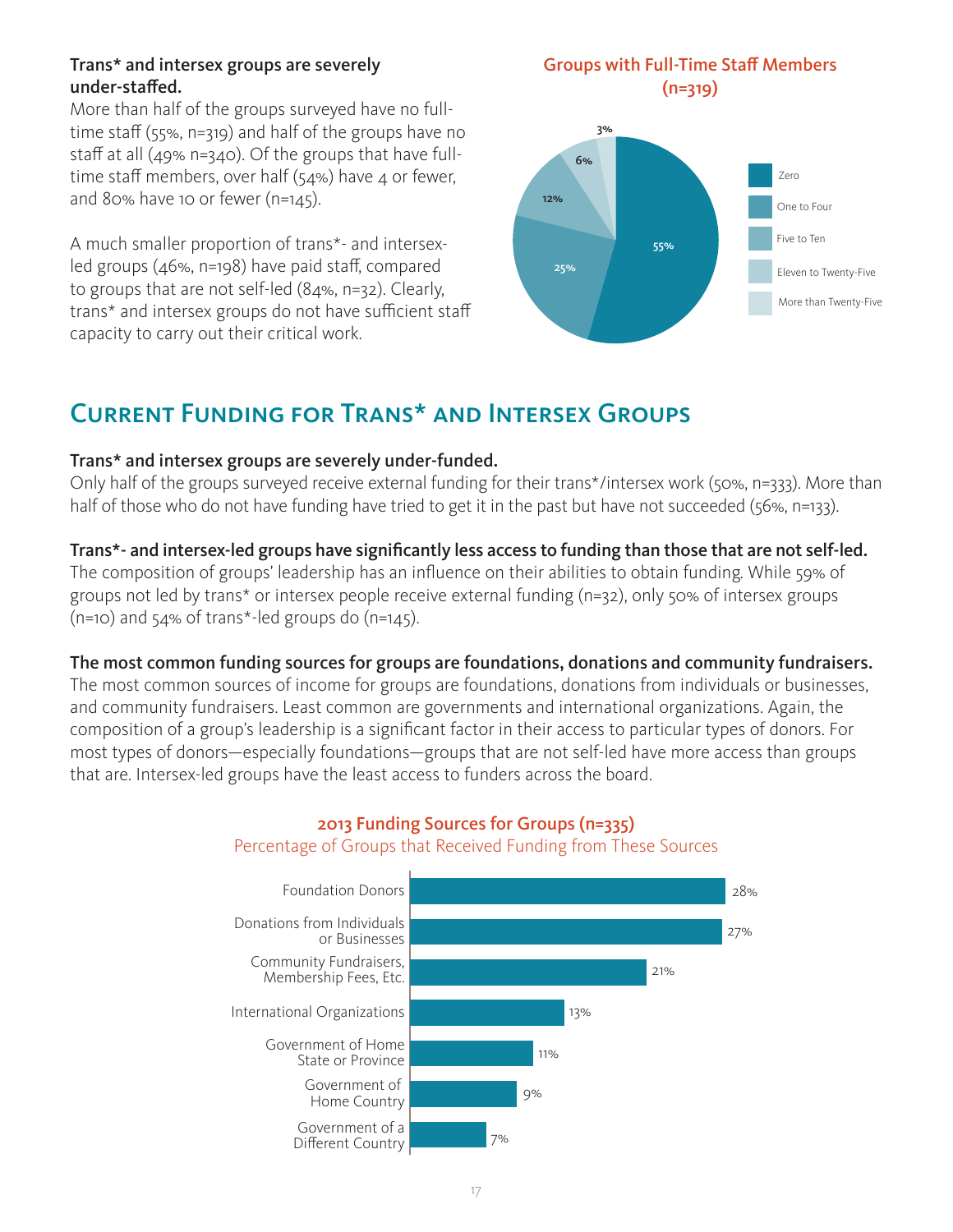**Trans* and intersex groups are severely under-staffed.**

More than half of the groups surveyed have no full-time staff (55%, n=319) and half of the groups have no staff at all (49% n=340). Of the groups that have full-time staff members, over half (54%) have 4 or fewer, and 80% have 10 or fewer (n=145).

A much smaller proportion of trans*- and intersex-led groups (46%, n=198) have paid staff, compared to groups that are not self-led (84%, n=32). Clearly, trans* and intersex groups do not have sufficient staff capacity to carry out their critical work.

**Groups with Full-Time Staff Members (n=319)**

| Full-Time Staff | Percentage |
|---|---|
| Zero | 55% |
| One to Four | 25% |
| Five to Ten | 12% |
| Eleven to Twenty-Five | 6% |
| More than Twenty-Five | 3% |

## Current Funding for Trans* and Intersex Groups

**Trans* and intersex groups are severely under-funded.**

Only half of the groups surveyed receive external funding for their trans*/intersex work (50%, n=333). More than half of those who do not have funding have tried to get it in the past but have not succeeded (56%, n=133).

**Trans*- and intersex-led groups have significantly less access to funding than those that are not self-led.**

The composition of groups' leadership has an influence on their abilities to obtain funding. While 59% of groups not led by trans* or intersex people receive external funding (n=32), only 50% of intersex groups (n=10) and 54% of trans*-led groups do (n=145).

**The most common funding sources for groups are foundations, donations and community fundraisers.**

The most common sources of income for groups are foundations, donations from individuals or businesses, and community fundraisers. Least common are governments and international organizations. Again, the composition of a group's leadership is a significant factor in their access to particular types of donors. For most types of donors—especially foundations—groups that are not self-led have more access than groups that are. Intersex-led groups have the least access to funders across the board.

**2013 Funding Sources for Groups (n=335)**
Percentage of Groups that Received Funding from These Sources

| Source | Percentage |
|---|---|
| Foundation Donors | 28% |
| Donations from Individuals or Businesses | 27% |
| Community Fundraisers, Membership Fees, Etc. | 21% |
| International Organizations | 13% |
| Government of Home State or Province | 11% |
| Government of Home Country | 9% |
| Government of a Different Country | 7% |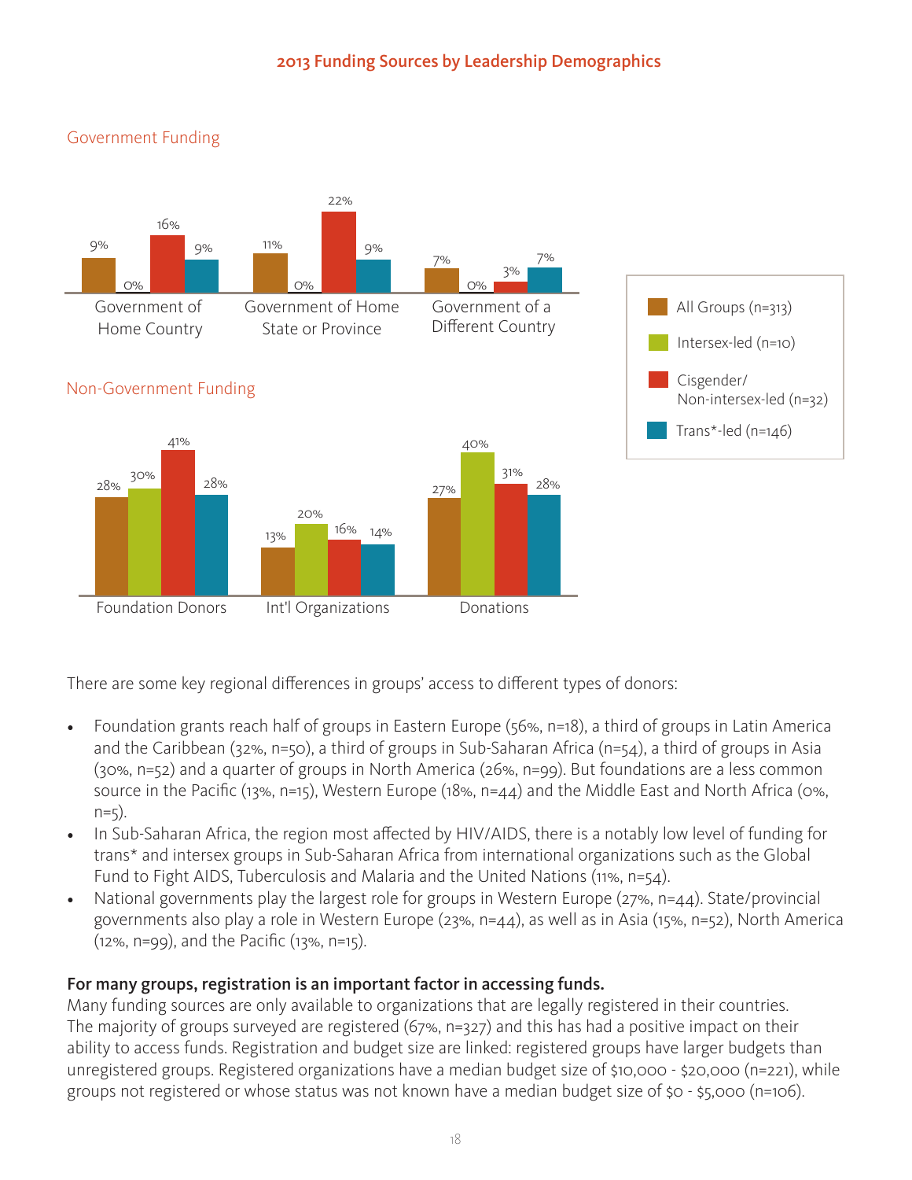## 2013 Funding Sources by Leadership Demographics

### Government Funding

| | All Groups (n=313) | Intersex-led (n=10) | Cisgender/ Non-intersex-led (n=32) | Trans*-led (n=146) |
|---|---|---|---|---|
| Government of Home Country | 9% | 0% | 16% | 9% |
| Government of Home State or Province | 11% | 0% | 22% | 9% |
| Government of a Different Country | 7% | 0% | 3% | 7% |

### Non-Government Funding

| | All Groups (n=313) | Intersex-led (n=10) | Cisgender/ Non-intersex-led (n=32) | Trans*-led (n=146) |
|---|---|---|---|---|
| Foundation Donors | 28% | 30% | 41% | 28% |
| Int'l Organizations | 13% | 20% | 16% | 14% |
| Donations | 27% | 40% | 31% | 28% |

There are some key regional differences in groups' access to different types of donors:

- Foundation grants reach half of groups in Eastern Europe (56%, n=18), a third of groups in Latin America and the Caribbean (32%, n=50), a third of groups in Sub-Saharan Africa (n=54), a third of groups in Asia (30%, n=52) and a quarter of groups in North America (26%, n=99). But foundations are a less common source in the Pacific (13%, n=15), Western Europe (18%, n=44) and the Middle East and North Africa (0%, n=5).
- In Sub-Saharan Africa, the region most affected by HIV/AIDS, there is a notably low level of funding for trans* and intersex groups in Sub-Saharan Africa from international organizations such as the Global Fund to Fight AIDS, Tuberculosis and Malaria and the United Nations (11%, n=54).
- National governments play the largest role for groups in Western Europe (27%, n=44). State/provincial governments also play a role in Western Europe (23%, n=44), as well as in Asia (15%, n=52), North America (12%, n=99), and the Pacific (13%, n=15).

**For many groups, registration is an important factor in accessing funds.**
Many funding sources are only available to organizations that are legally registered in their countries. The majority of groups surveyed are registered (67%, n=327) and this has had a positive impact on their ability to access funds. Registration and budget size are linked: registered groups have larger budgets than unregistered groups. Registered organizations have a median budget size of $10,000 - $20,000 (n=221), while groups not registered or whose status was not known have a median budget size of $0 - $5,000 (n=106).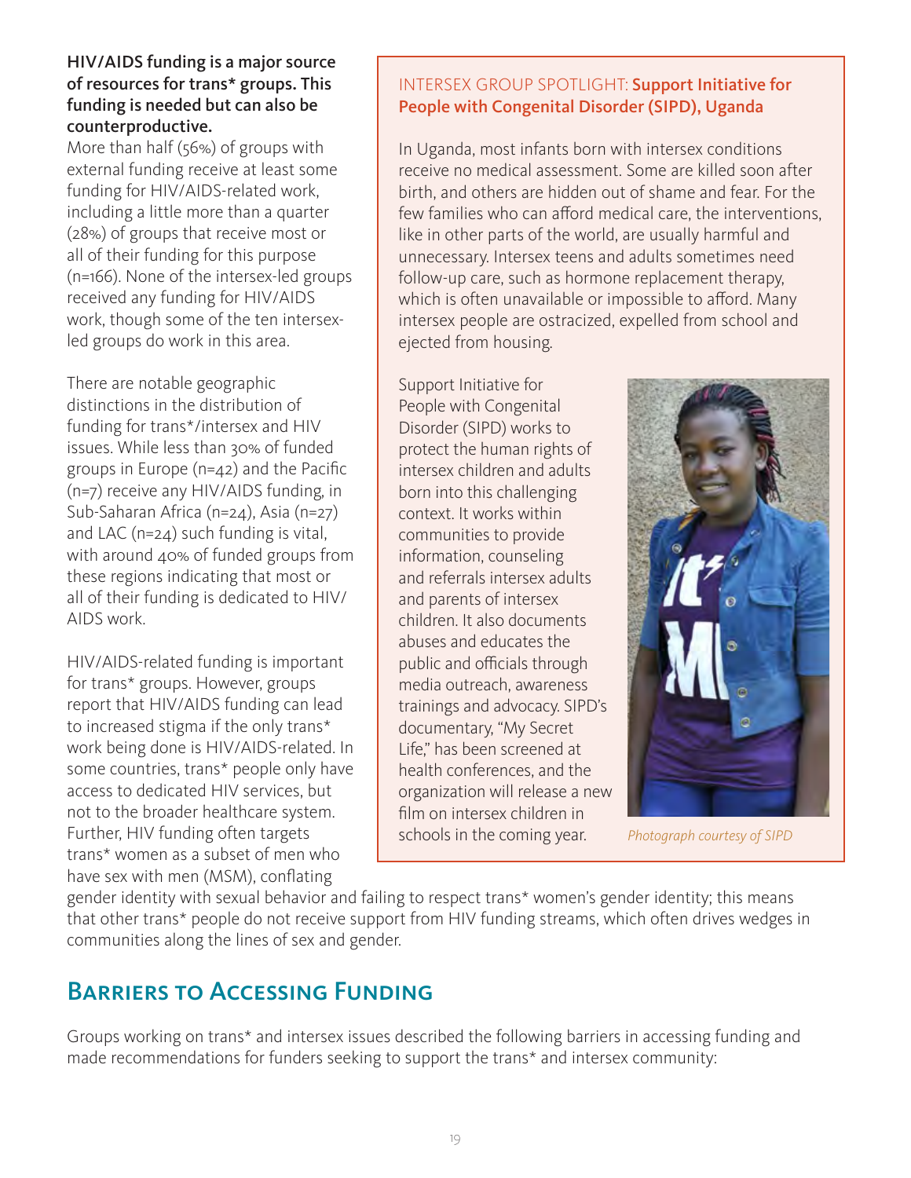**HIV/AIDS funding is a major source of resources for trans* groups. This funding is needed but can also be counterproductive.**

More than half (56%) of groups with external funding receive at least some funding for HIV/AIDS-related work, including a little more than a quarter (28%) of groups that receive most or all of their funding for this purpose (n=166). None of the intersex-led groups received any funding for HIV/AIDS work, though some of the ten intersex-led groups do work in this area.

There are notable geographic distinctions in the distribution of funding for trans*/intersex and HIV issues. While less than 30% of funded groups in Europe (n=42) and the Pacific (n=7) receive any HIV/AIDS funding, in Sub-Saharan Africa (n=24), Asia (n=27) and LAC (n=24) such funding is vital, with around 40% of funded groups from these regions indicating that most or all of their funding is dedicated to HIV/AIDS work.

HIV/AIDS-related funding is important for trans* groups. However, groups report that HIV/AIDS funding can lead to increased stigma if the only trans* work being done is HIV/AIDS-related. In some countries, trans* people only have access to dedicated HIV services, but not to the broader healthcare system. Further, HIV funding often targets trans* women as a subset of men who have sex with men (MSM), conflating gender identity with sexual behavior and failing to respect trans* women's gender identity; this means that other trans* people do not receive support from HIV funding streams, which often drives wedges in communities along the lines of sex and gender.

### INTERSEX GROUP SPOTLIGHT: **Support Initiative for People with Congenital Disorder (SIPD), Uganda**

In Uganda, most infants born with intersex conditions receive no medical assessment. Some are killed soon after birth, and others are hidden out of shame and fear. For the few families who can afford medical care, the interventions, like in other parts of the world, are usually harmful and unnecessary. Intersex teens and adults sometimes need follow-up care, such as hormone replacement therapy, which is often unavailable or impossible to afford. Many intersex people are ostracized, expelled from school and ejected from housing.

Support Initiative for People with Congenital Disorder (SIPD) works to protect the human rights of intersex children and adults born into this challenging context. It works within communities to provide information, counseling and referrals intersex adults and parents of intersex children. It also documents abuses and educates the public and officials through media outreach, awareness trainings and advocacy. SIPD's documentary, "My Secret Life," has been screened at health conferences, and the organization will release a new film on intersex children in schools in the coming year.

*Photograph courtesy of SIPD*

## Barriers to Accessing Funding

Groups working on trans* and intersex issues described the following barriers in accessing funding and made recommendations for funders seeking to support the trans* and intersex community: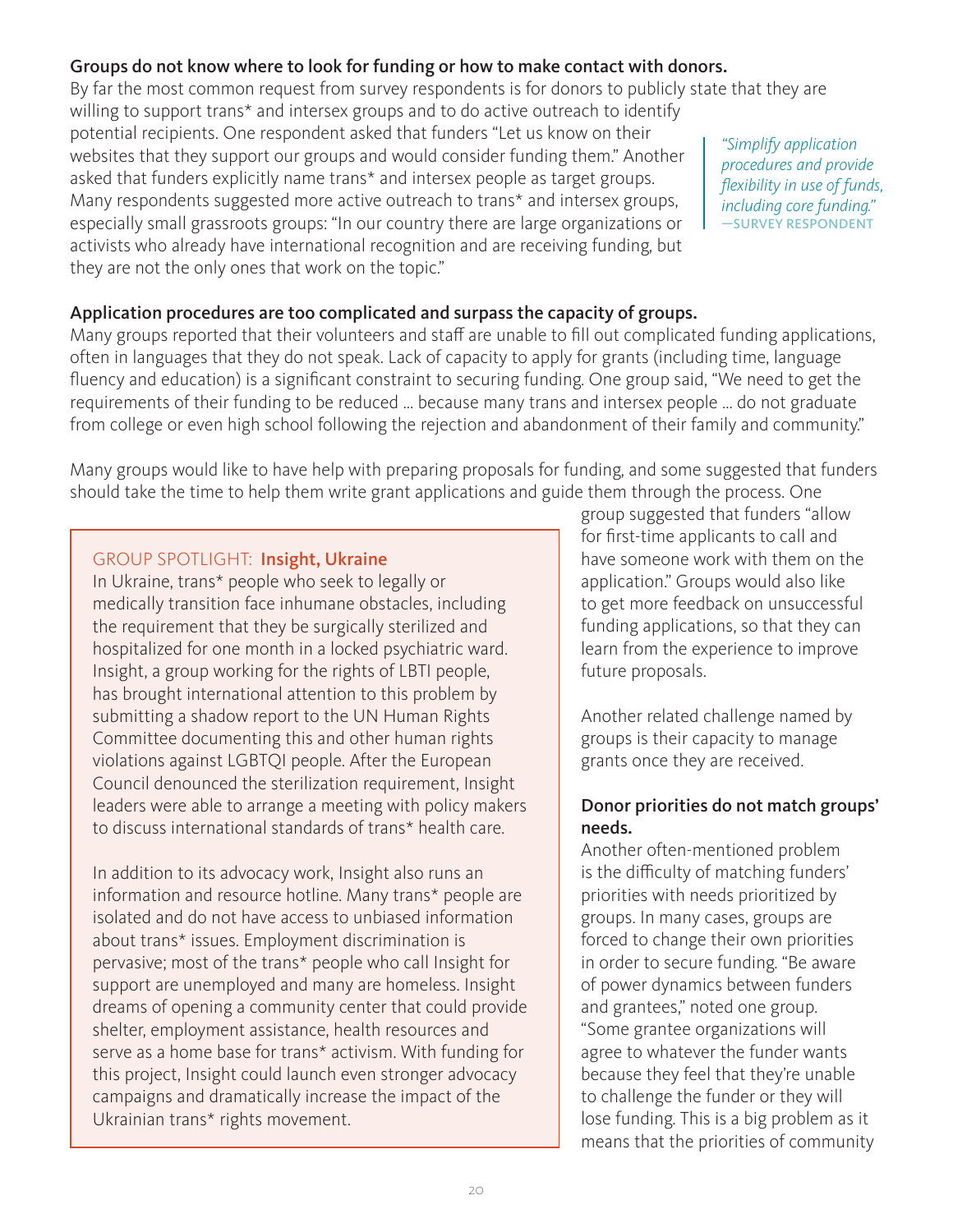### Groups do not know where to look for funding or how to make contact with donors.

By far the most common request from survey respondents is for donors to publicly state that they are willing to support trans* and intersex groups and to do active outreach to identify potential recipients. One respondent asked that funders "Let us know on their websites that they support our groups and would consider funding them." Another asked that funders explicitly name trans* and intersex people as target groups. Many respondents suggested more active outreach to trans* and intersex groups, especially small grassroots groups: "In our country there are large organizations or activists who already have international recognition and are receiving funding, but they are not the only ones that work on the topic."

> *"Simplify application procedures and provide flexibility in use of funds, including core funding."*
> —SURVEY RESPONDENT

### Application procedures are too complicated and surpass the capacity of groups.

Many groups reported that their volunteers and staff are unable to fill out complicated funding applications, often in languages that they do not speak. Lack of capacity to apply for grants (including time, language fluency and education) is a significant constraint to securing funding. One group said, "We need to get the requirements of their funding to be reduced ... because many trans and intersex people ... do not graduate from college or even high school following the rejection and abandonment of their family and community."

Many groups would like to have help with preparing proposals for funding, and some suggested that funders should take the time to help them write grant applications and guide them through the process. One group suggested that funders "allow for first-time applicants to call and have someone work with them on the application." Groups would also like to get more feedback on unsuccessful funding applications, so that they can learn from the experience to improve future proposals.

Another related challenge named by groups is their capacity to manage grants once they are received.

### Donor priorities do not match groups' needs.

Another often-mentioned problem is the difficulty of matching funders' priorities with needs prioritized by groups. In many cases, groups are forced to change their own priorities in order to secure funding. "Be aware of power dynamics between funders and grantees," noted one group. "Some grantee organizations will agree to whatever the funder wants because they feel that they're unable to challenge the funder or they will lose funding. This is a big problem as it means that the priorities of community

---

GROUP SPOTLIGHT: **Insight, Ukraine**

In Ukraine, trans* people who seek to legally or medically transition face inhumane obstacles, including the requirement that they be surgically sterilized and hospitalized for one month in a locked psychiatric ward. Insight, a group working for the rights of LBTI people, has brought international attention to this problem by submitting a shadow report to the UN Human Rights Committee documenting this and other human rights violations against LGBTQI people. After the European Council denounced the sterilization requirement, Insight leaders were able to arrange a meeting with policy makers to discuss international standards of trans* health care.

In addition to its advocacy work, Insight also runs an information and resource hotline. Many trans* people are isolated and do not have access to unbiased information about trans* issues. Employment discrimination is pervasive; most of the trans* people who call Insight for support are unemployed and many are homeless. Insight dreams of opening a community center that could provide shelter, employment assistance, health resources and serve as a home base for trans* activism. With funding for this project, Insight could launch even stronger advocacy campaigns and dramatically increase the impact of the Ukrainian trans* rights movement.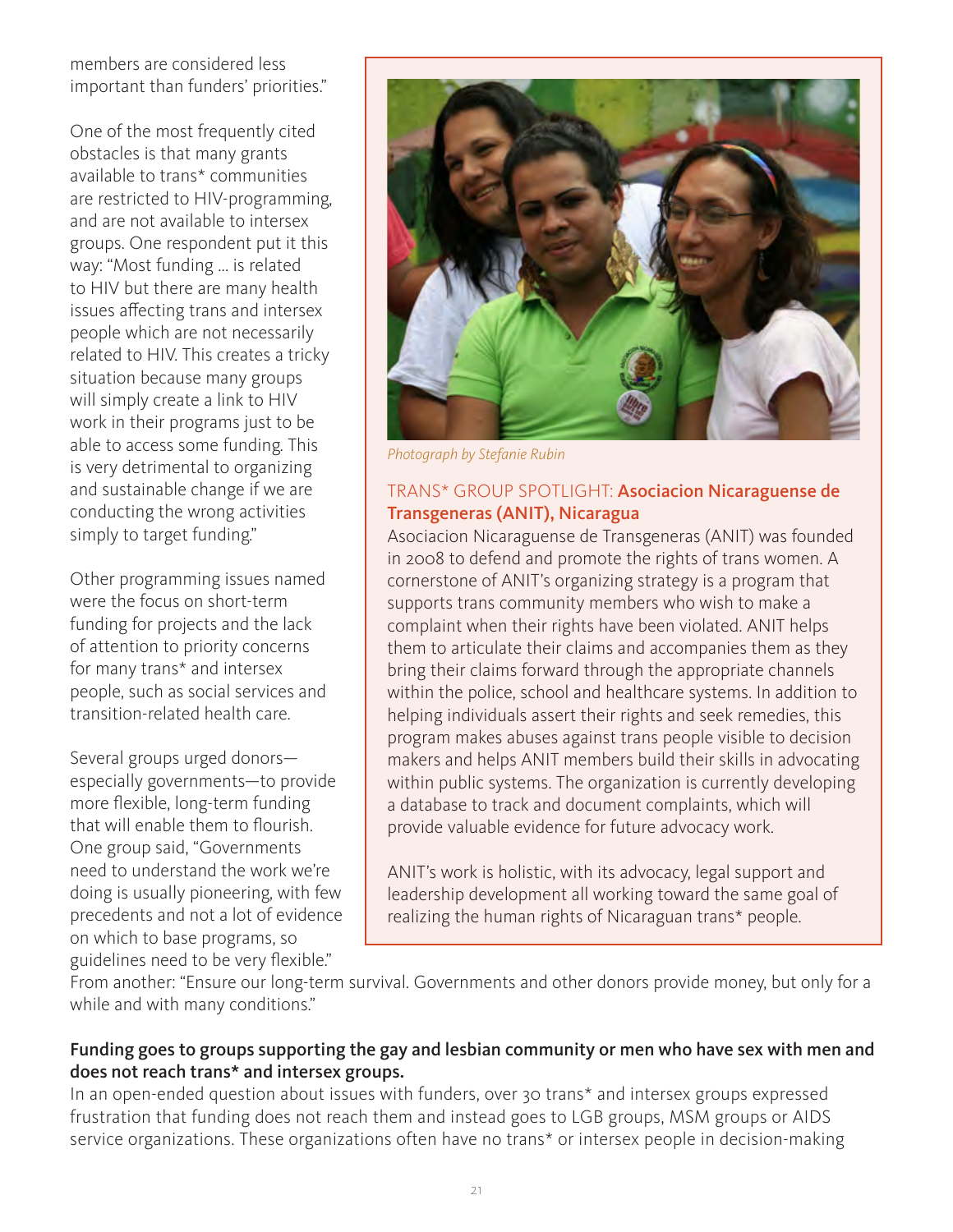members are considered less important than funders' priorities."

One of the most frequently cited obstacles is that many grants available to trans* communities are restricted to HIV-programming, and are not available to intersex groups. One respondent put it this way: "Most funding ... is related to HIV but there are many health issues affecting trans and intersex people which are not necessarily related to HIV. This creates a tricky situation because many groups will simply create a link to HIV work in their programs just to be able to access some funding. This is very detrimental to organizing and sustainable change if we are conducting the wrong activities simply to target funding."

Other programming issues named were the focus on short-term funding for projects and the lack of attention to priority concerns for many trans* and intersex people, such as social services and transition-related health care.

Several groups urged donors—especially governments—to provide more flexible, long-term funding that will enable them to flourish. One group said, "Governments need to understand the work we're doing is usually pioneering, with few precedents and not a lot of evidence on which to base programs, so guidelines need to be very flexible." From another: "Ensure our long-term survival. Governments and other donors provide money, but only for a while and with many conditions."

*Photograph by Stefanie Rubin*

TRANS* GROUP SPOTLIGHT: **Asociacion Nicaraguense de Transgeneras (ANIT), Nicaragua**

Asociacion Nicaraguense de Transgeneras (ANIT) was founded in 2008 to defend and promote the rights of trans women. A cornerstone of ANIT's organizing strategy is a program that supports trans community members who wish to make a complaint when their rights have been violated. ANIT helps them to articulate their claims and accompanies them as they bring their claims forward through the appropriate channels within the police, school and healthcare systems. In addition to helping individuals assert their rights and seek remedies, this program makes abuses against trans people visible to decision makers and helps ANIT members build their skills in advocating within public systems. The organization is currently developing a database to track and document complaints, which will provide valuable evidence for future advocacy work.

ANIT's work is holistic, with its advocacy, legal support and leadership development all working toward the same goal of realizing the human rights of Nicaraguan trans* people.

**Funding goes to groups supporting the gay and lesbian community or men who have sex with men and does not reach trans* and intersex groups.**

In an open-ended question about issues with funders, over 30 trans* and intersex groups expressed frustration that funding does not reach them and instead goes to LGB groups, MSM groups or AIDS service organizations. These organizations often have no trans* or intersex people in decision-making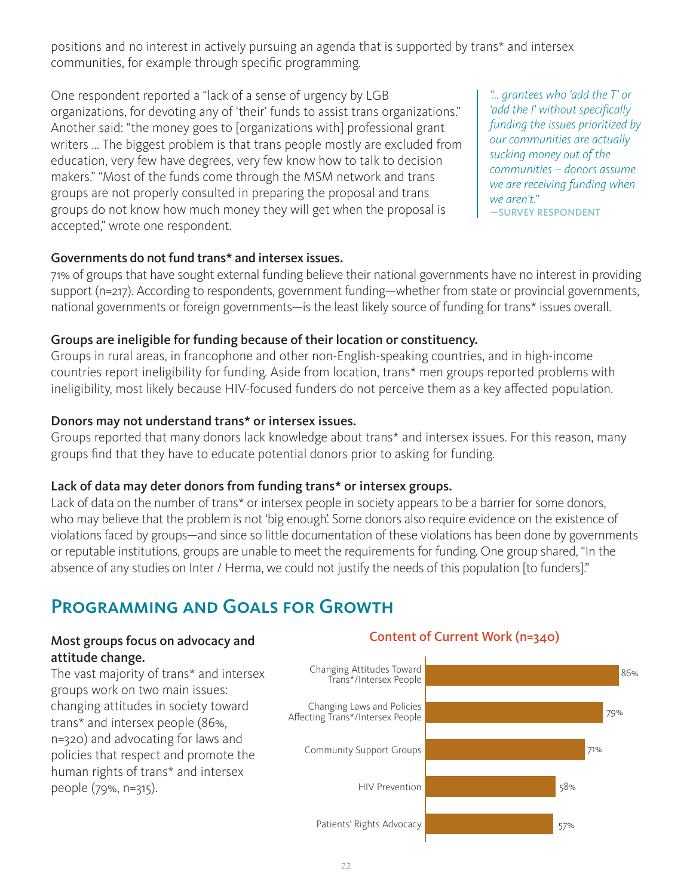positions and no interest in actively pursuing an agenda that is supported by trans* and intersex communities, for example through specific programming.

One respondent reported a "lack of a sense of urgency by LGB organizations, for devoting any of 'their' funds to assist trans organizations." Another said: "the money goes to [organizations with] professional grant writers ... The biggest problem is that trans people mostly are excluded from education, very few have degrees, very few know how to talk to decision makers." "Most of the funds come through the MSM network and trans groups are not properly consulted in preparing the proposal and trans groups do not know how much money they will get when the proposal is accepted," wrote one respondent.

> *"... grantees who 'add the T' or 'add the I' without specifically funding the issues prioritized by our communities are actually sucking money out of the communities – donors assume we are receiving funding when we aren't."*
> —SURVEY RESPONDENT

**Governments do not fund trans* and intersex issues.**

71% of groups that have sought external funding believe their national governments have no interest in providing support (n=217). According to respondents, government funding—whether from state or provincial governments, national governments or foreign governments—is the least likely source of funding for trans* issues overall.

**Groups are ineligible for funding because of their location or constituency.**

Groups in rural areas, in francophone and other non-English-speaking countries, and in high-income countries report ineligibility for funding. Aside from location, trans* men groups reported problems with ineligibility, most likely because HIV-focused funders do not perceive them as a key affected population.

**Donors may not understand trans* or intersex issues.**

Groups reported that many donors lack knowledge about trans* and intersex issues. For this reason, many groups find that they have to educate potential donors prior to asking for funding.

**Lack of data may deter donors from funding trans* or intersex groups.**

Lack of data on the number of trans* or intersex people in society appears to be a barrier for some donors, who may believe that the problem is not 'big enough'. Some donors also require evidence on the existence of violations faced by groups—and since so little documentation of these violations has been done by governments or reputable institutions, groups are unable to meet the requirements for funding. One group shared, "In the absence of any studies on Inter / Herma, we could not justify the needs of this population [to funders]."

## Programming and Goals for Growth

**Most groups focus on advocacy and attitude change.**

The vast majority of trans* and intersex groups work on two main issues: changing attitudes in society toward trans* and intersex people (86%, n=320) and advocating for laws and policies that respect and promote the human rights of trans* and intersex people (79%, n=315).

**Content of Current Work (n=340)**

| Content | % |
|---|---|
| Changing Attitudes Toward Trans*/Intersex People | 86% |
| Changing Laws and Policies Affecting Trans*/Intersex People | 79% |
| Community Support Groups | 71% |
| HIV Prevention | 58% |
| Patients' Rights Advocacy | 57% |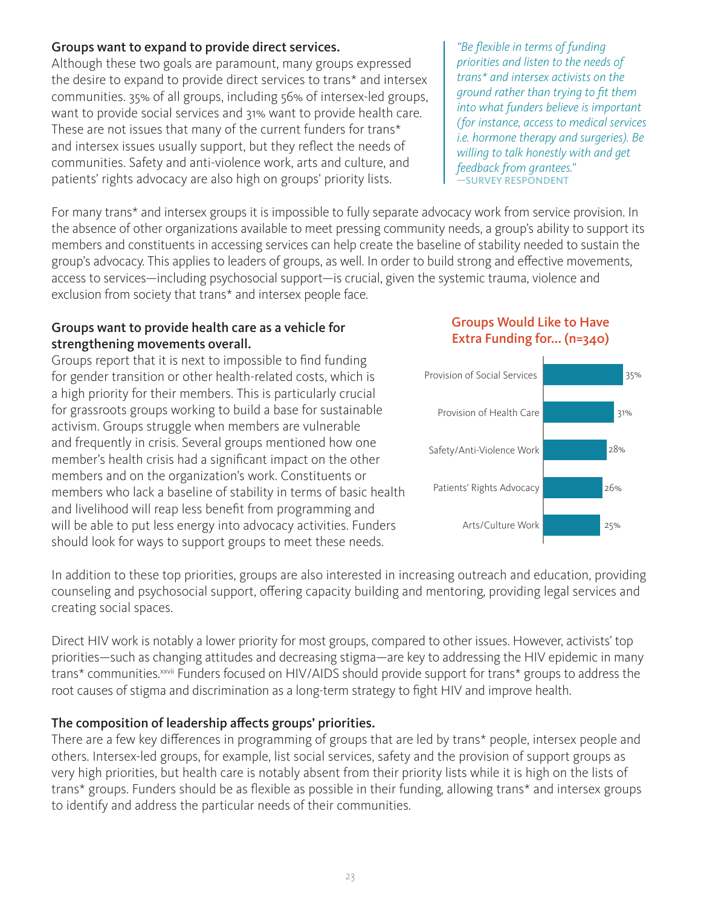**Groups want to expand to provide direct services.**

Although these two goals are paramount, many groups expressed the desire to expand to provide direct services to trans* and intersex communities. 35% of all groups, including 56% of intersex-led groups, want to provide social services and 31% want to provide health care. These are not issues that many of the current funders for trans* and intersex issues usually support, but they reflect the needs of communities. Safety and anti-violence work, arts and culture, and patients' rights advocacy are also high on groups' priority lists.

> *"Be flexible in terms of funding priorities and listen to the needs of trans* and intersex activists on the ground rather than trying to fit them into what funders believe is important (for instance, access to medical services i.e. hormone therapy and surgeries). Be willing to talk honestly with and get feedback from grantees."*
> —SURVEY RESPONDENT

For many trans* and intersex groups it is impossible to fully separate advocacy work from service provision. In the absence of other organizations available to meet pressing community needs, a group's ability to support its members and constituents in accessing services can help create the baseline of stability needed to sustain the group's advocacy. This applies to leaders of groups, as well. In order to build strong and effective movements, access to services—including psychosocial support—is crucial, given the systemic trauma, violence and exclusion from society that trans* and intersex people face.

**Groups want to provide health care as a vehicle for strengthening movements overall.**

Groups report that it is next to impossible to find funding for gender transition or other health-related costs, which is a high priority for their members. This is particularly crucial for grassroots groups working to build a base for sustainable activism. Groups struggle when members are vulnerable and frequently in crisis. Several groups mentioned how one member's health crisis had a significant impact on the other members and on the organization's work. Constituents or members who lack a baseline of stability in terms of basic health and livelihood will reap less benefit from programming and will be able to put less energy into advocacy activities. Funders should look for ways to support groups to meet these needs.

**Groups Would Like to Have Extra Funding for... (n=340)**

| Area | % |
|---|---|
| Provision of Social Services | 35% |
| Provision of Health Care | 31% |
| Safety/Anti-Violence Work | 28% |
| Patients' Rights Advocacy | 26% |
| Arts/Culture Work | 25% |

In addition to these top priorities, groups are also interested in increasing outreach and education, providing counseling and psychosocial support, offering capacity building and mentoring, providing legal services and creating social spaces.

Direct HIV work is notably a lower priority for most groups, compared to other issues. However, activists' top priorities—such as changing attitudes and decreasing stigma—are key to addressing the HIV epidemic in many trans* communities.[xxvii] Funders focused on HIV/AIDS should provide support for trans* groups to address the root causes of stigma and discrimination as a long-term strategy to fight HIV and improve health.

**The composition of leadership affects groups' priorities.**

There are a few key differences in programming of groups that are led by trans* people, intersex people and others. Intersex-led groups, for example, list social services, safety and the provision of support groups as very high priorities, but health care is notably absent from their priority lists while it is high on the lists of trans* groups. Funders should be as flexible as possible in their funding, allowing trans* and intersex groups to identify and address the particular needs of their communities.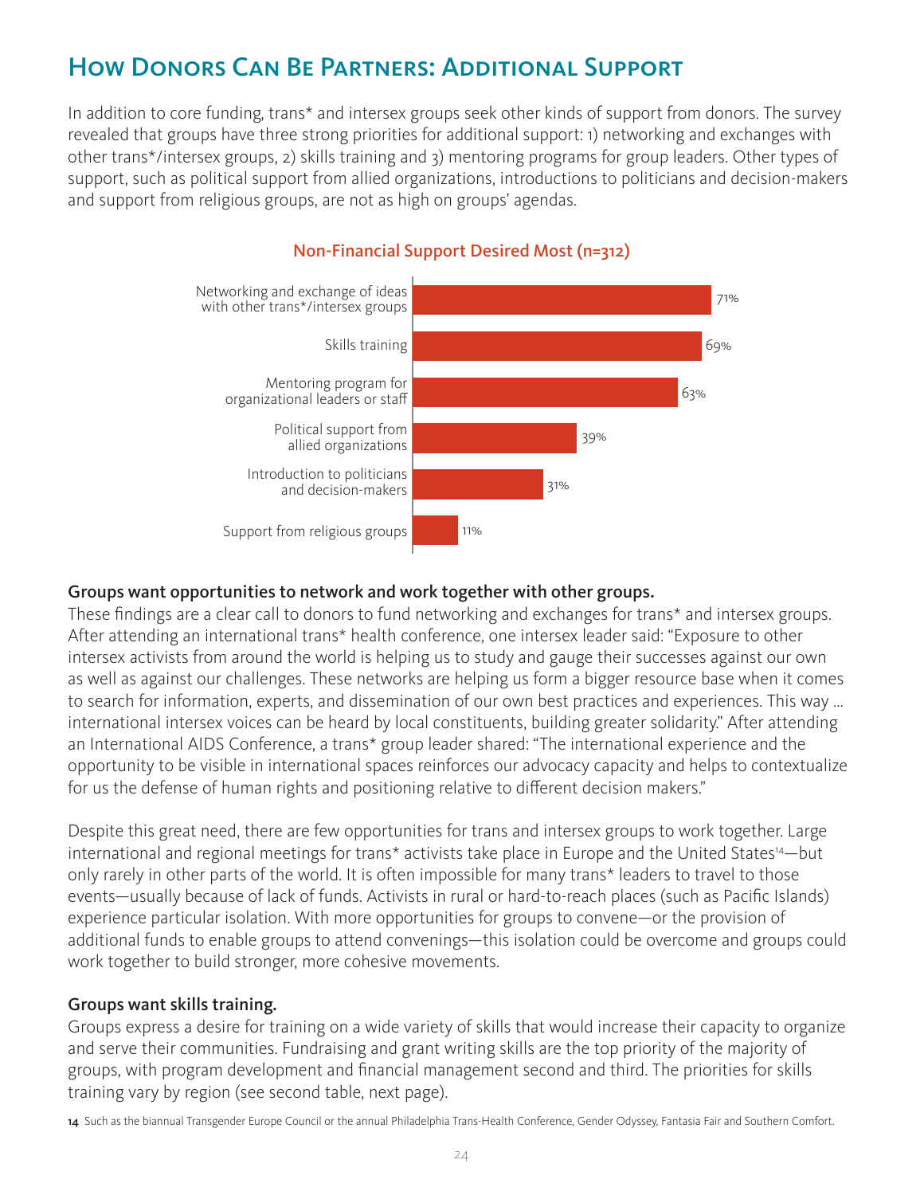# How Donors Can Be Partners: Additional Support

In addition to core funding, trans* and intersex groups seek other kinds of support from donors. The survey revealed that groups have three strong priorities for additional support: 1) networking and exchanges with other trans*/intersex groups, 2) skills training and 3) mentoring programs for group leaders. Other types of support, such as political support from allied organizations, introductions to politicians and decision-makers and support from religious groups, are not as high on groups' agendas.

**Non-Financial Support Desired Most (n=312)**

| Type of support | Percentage |
|---|---|
| Networking and exchange of ideas with other trans*/intersex groups | 71% |
| Skills training | 69% |
| Mentoring program for organizational leaders or staff | 63% |
| Political support from allied organizations | 39% |
| Introduction to politicians and decision-makers | 31% |
| Support from religious groups | 11% |

**Groups want opportunities to network and work together with other groups.**

These findings are a clear call to donors to fund networking and exchanges for trans* and intersex groups. After attending an international trans* health conference, one intersex leader said: "Exposure to other intersex activists from around the world is helping us to study and gauge their successes against our own as well as against our challenges. These networks are helping us form a bigger resource base when it comes to search for information, experts, and dissemination of our own best practices and experiences. This way ... international intersex voices can be heard by local constituents, building greater solidarity." After attending an International AIDS Conference, a trans* group leader shared: "The international experience and the opportunity to be visible in international spaces reinforces our advocacy capacity and helps to contextualize for us the defense of human rights and positioning relative to different decision makers."

Despite this great need, there are few opportunities for trans and intersex groups to work together. Large international and regional meetings for trans* activists take place in Europe and the United States[14]—but only rarely in other parts of the world. It is often impossible for many trans* leaders to travel to those events—usually because of lack of funds. Activists in rural or hard-to-reach places (such as Pacific Islands) experience particular isolation. With more opportunities for groups to convene—or the provision of additional funds to enable groups to attend convenings—this isolation could be overcome and groups could work together to build stronger, more cohesive movements.

**Groups want skills training.**

Groups express a desire for training on a wide variety of skills that would increase their capacity to organize and serve their communities. Fundraising and grant writing skills are the top priority of the majority of groups, with program development and financial management second and third. The priorities for skills training vary by region (see second table, next page).

14 Such as the biannual Transgender Europe Council or the annual Philadelphia Trans-Health Conference, Gender Odyssey, Fantasia Fair and Southern Comfort.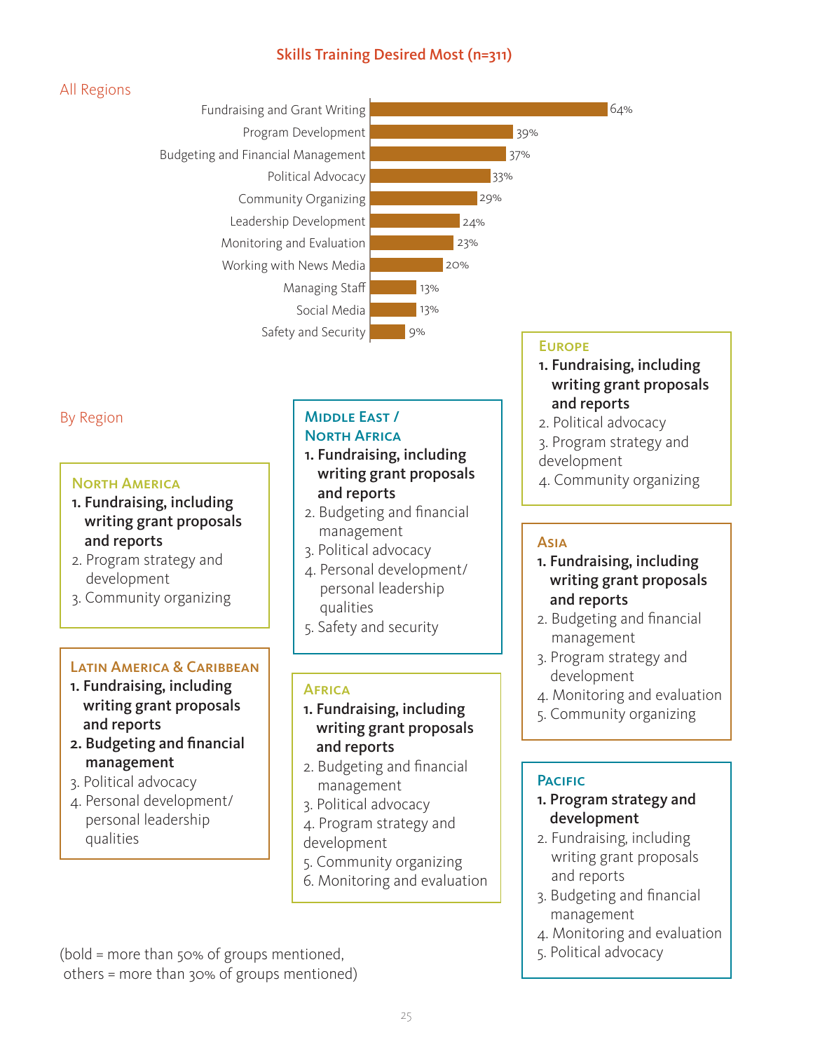## Skills Training Desired Most (n=311)

### All Regions

| Skill | Percent |
|---|---|
| Fundraising and Grant Writing | 64% |
| Program Development | 39% |
| Budgeting and Financial Management | 37% |
| Political Advocacy | 33% |
| Community Organizing | 29% |
| Leadership Development | 24% |
| Monitoring and Evaluation | 23% |
| Working with News Media | 20% |
| Managing Staff | 13% |
| Social Media | 13% |
| Safety and Security | 9% |

### By Region

**North America**

1. **Fundraising, including writing grant proposals and reports**
2. Program strategy and development
3. Community organizing

**Latin America & Caribbean**

1. **Fundraising, including writing grant proposals and reports**
2. **Budgeting and financial management**
3. Political advocacy
4. Personal development/ personal leadership qualities

**Middle East / North Africa**

1. **Fundraising, including writing grant proposals and reports**
2. Budgeting and financial management
3. Political advocacy
4. Personal development/ personal leadership qualities
5. Safety and security

**Africa**

1. **Fundraising, including writing grant proposals and reports**
2. Budgeting and financial management
3. Political advocacy
4. Program strategy and development
5. Community organizing
6. Monitoring and evaluation

**Europe**

1. **Fundraising, including writing grant proposals and reports**
2. Political advocacy
3. Program strategy and development
4. Community organizing

**Asia**

1. **Fundraising, including writing grant proposals and reports**
2. Budgeting and financial management
3. Program strategy and development
4. Monitoring and evaluation
5. Community organizing

**Pacific**

1. **Program strategy and development**
2. Fundraising, including writing grant proposals and reports
3. Budgeting and financial management
4. Monitoring and evaluation
5. Political advocacy

(bold = more than 50% of groups mentioned, others = more than 30% of groups mentioned)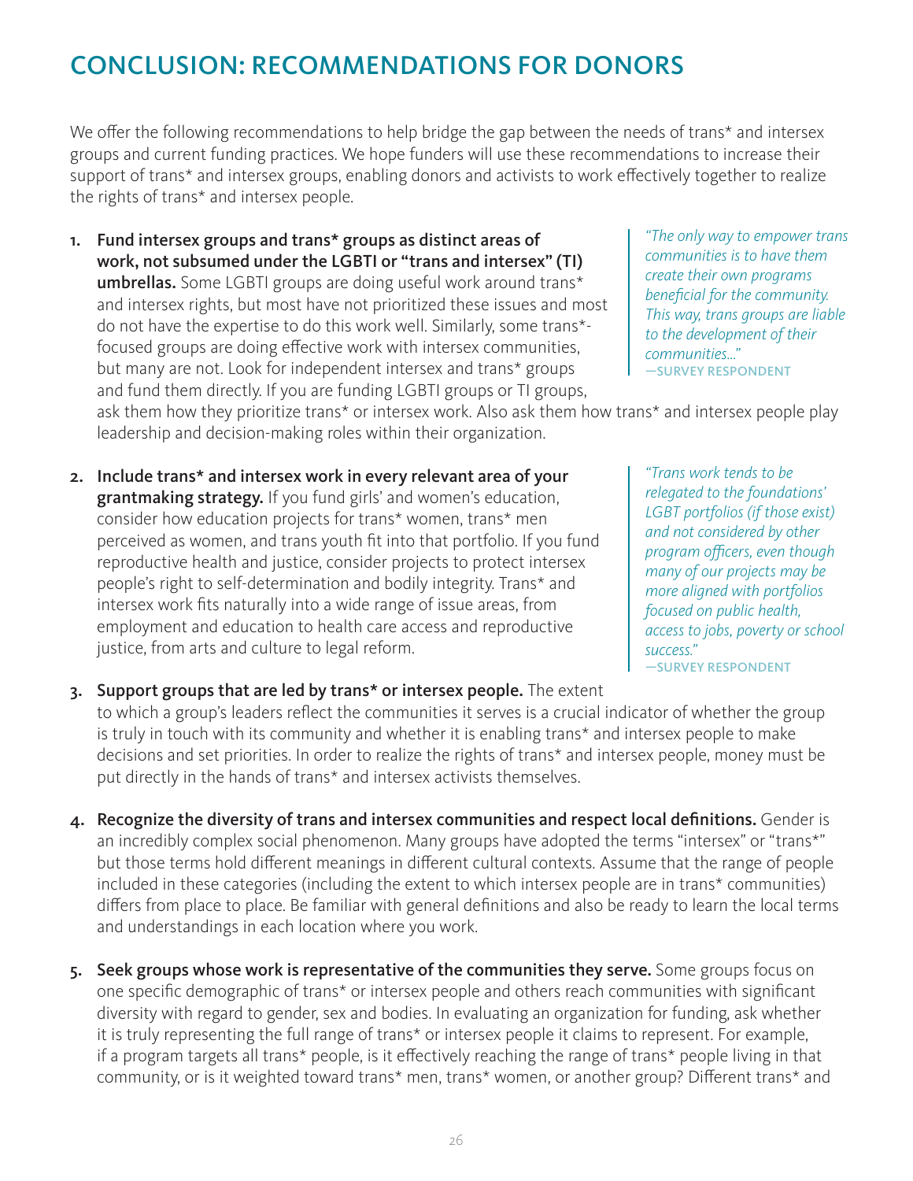# CONCLUSION: RECOMMENDATIONS FOR DONORS

We offer the following recommendations to help bridge the gap between the needs of trans* and intersex groups and current funding practices. We hope funders will use these recommendations to increase their support of trans* and intersex groups, enabling donors and activists to work effectively together to realize the rights of trans* and intersex people.

1. **Fund intersex groups and trans* groups as distinct areas of work, not subsumed under the LGBTI or "trans and intersex" (TI) umbrellas.** Some LGBTI groups are doing useful work around trans* and intersex rights, but most have not prioritized these issues and most do not have the expertise to do this work well. Similarly, some trans*-focused groups are doing effective work with intersex communities, but many are not. Look for independent intersex and trans* groups and fund them directly. If you are funding LGBTI groups or TI groups, ask them how they prioritize trans* or intersex work. Also ask them how trans* and intersex people play leadership and decision-making roles within their organization.

> *"The only way to empower trans communities is to have them create their own programs beneficial for the community. This way, trans groups are liable to the development of their communities..."*
> —SURVEY RESPONDENT

2. **Include trans* and intersex work in every relevant area of your grantmaking strategy.** If you fund girls' and women's education, consider how education projects for trans* women, trans* men perceived as women, and trans youth fit into that portfolio. If you fund reproductive health and justice, consider projects to protect intersex people's right to self-determination and bodily integrity. Trans* and intersex work fits naturally into a wide range of issue areas, from employment and education to health care access and reproductive justice, from arts and culture to legal reform.

> *"Trans work tends to be relegated to the foundations' LGBT portfolios (if those exist) and not considered by other program officers, even though many of our projects may be more aligned with portfolios focused on public health, access to jobs, poverty or school success."*
> —SURVEY RESPONDENT

3. **Support groups that are led by trans* or intersex people.** The extent to which a group's leaders reflect the communities it serves is a crucial indicator of whether the group is truly in touch with its community and whether it is enabling trans* and intersex people to make decisions and set priorities. In order to realize the rights of trans* and intersex people, money must be put directly in the hands of trans* and intersex activists themselves.

4. **Recognize the diversity of trans and intersex communities and respect local definitions.** Gender is an incredibly complex social phenomenon. Many groups have adopted the terms "intersex" or "trans*" but those terms hold different meanings in different cultural contexts. Assume that the range of people included in these categories (including the extent to which intersex people are in trans* communities) differs from place to place. Be familiar with general definitions and also be ready to learn the local terms and understandings in each location where you work.

5. **Seek groups whose work is representative of the communities they serve.** Some groups focus on one specific demographic of trans* or intersex people and others reach communities with significant diversity with regard to gender, sex and bodies. In evaluating an organization for funding, ask whether it is truly representing the full range of trans* or intersex people it claims to represent. For example, if a program targets all trans* people, is it effectively reaching the range of trans* people living in that community, or is it weighted toward trans* men, trans* women, or another group? Different trans* and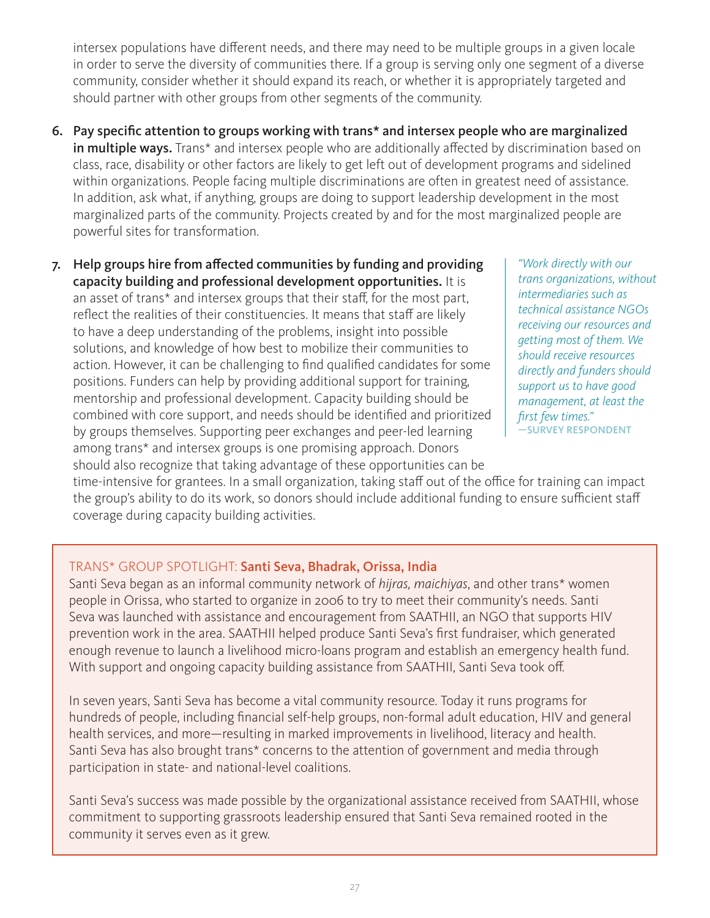intersex populations have different needs, and there may need to be multiple groups in a given locale in order to serve the diversity of communities there. If a group is serving only one segment of a diverse community, consider whether it should expand its reach, or whether it is appropriately targeted and should partner with other groups from other segments of the community.

6. **Pay specific attention to groups working with trans* and intersex people who are marginalized in multiple ways.** Trans* and intersex people who are additionally affected by discrimination based on class, race, disability or other factors are likely to get left out of development programs and sidelined within organizations. People facing multiple discriminations are often in greatest need of assistance. In addition, ask what, if anything, groups are doing to support leadership development in the most marginalized parts of the community. Projects created by and for the most marginalized people are powerful sites for transformation.

7. **Help groups hire from affected communities by funding and providing capacity building and professional development opportunities.** It is an asset of trans* and intersex groups that their staff, for the most part, reflect the realities of their constituencies. It means that staff are likely to have a deep understanding of the problems, insight into possible solutions, and knowledge of how best to mobilize their communities to action. However, it can be challenging to find qualified candidates for some positions. Funders can help by providing additional support for training, mentorship and professional development. Capacity building should be combined with core support, and needs should be identified and prioritized by groups themselves. Supporting peer exchanges and peer-led learning among trans* and intersex groups is one promising approach. Donors should also recognize that taking advantage of these opportunities can be time-intensive for grantees. In a small organization, taking staff out of the office for training can impact the group's ability to do its work, so donors should include additional funding to ensure sufficient staff coverage during capacity building activities.

> *"Work directly with our trans organizations, without intermediaries such as technical assistance NGOs receiving our resources and getting most of them. We should receive resources directly and funders should support us to have good management, at least the first few times."*
> —SURVEY RESPONDENT

---

TRANS* GROUP SPOTLIGHT: **Santi Seva, Bhadrak, Orissa, India**

Santi Seva began as an informal community network of *hijras, maichiyas*, and other trans* women people in Orissa, who started to organize in 2006 to try to meet their community's needs. Santi Seva was launched with assistance and encouragement from SAATHII, an NGO that supports HIV prevention work in the area. SAATHII helped produce Santi Seva's first fundraiser, which generated enough revenue to launch a livelihood micro-loans program and establish an emergency health fund. With support and ongoing capacity building assistance from SAATHII, Santi Seva took off.

In seven years, Santi Seva has become a vital community resource. Today it runs programs for hundreds of people, including financial self-help groups, non-formal adult education, HIV and general health services, and more—resulting in marked improvements in livelihood, literacy and health. Santi Seva has also brought trans* concerns to the attention of government and media through participation in state- and national-level coalitions.

Santi Seva's success was made possible by the organizational assistance received from SAATHII, whose commitment to supporting grassroots leadership ensured that Santi Seva remained rooted in the community it serves even as it grew.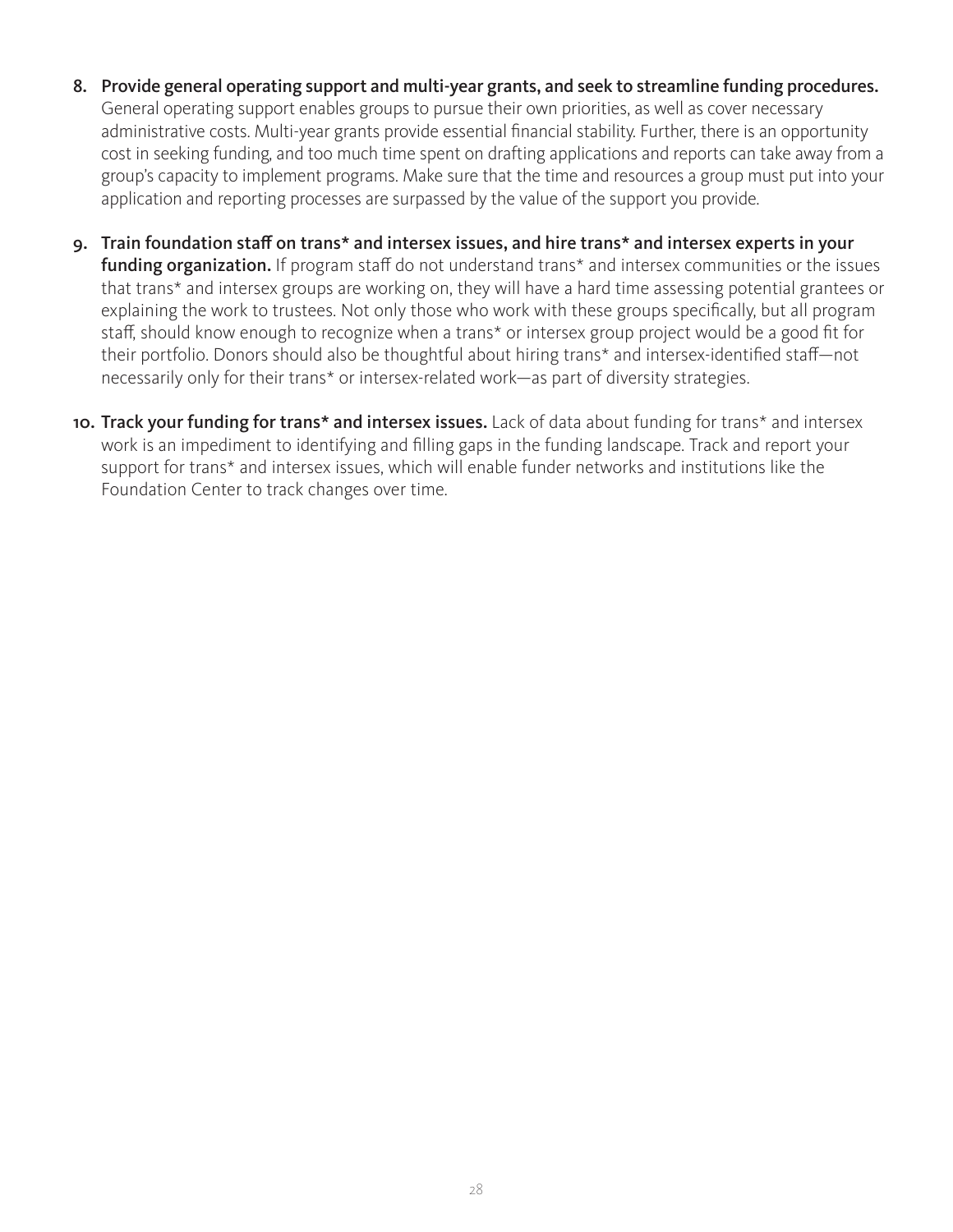8. **Provide general operating support and multi-year grants, and seek to streamline funding procedures.** General operating support enables groups to pursue their own priorities, as well as cover necessary administrative costs. Multi-year grants provide essential financial stability. Further, there is an opportunity cost in seeking funding, and too much time spent on drafting applications and reports can take away from a group's capacity to implement programs. Make sure that the time and resources a group must put into your application and reporting processes are surpassed by the value of the support you provide.

9. **Train foundation staff on trans* and intersex issues, and hire trans* and intersex experts in your funding organization.** If program staff do not understand trans* and intersex communities or the issues that trans* and intersex groups are working on, they will have a hard time assessing potential grantees or explaining the work to trustees. Not only those who work with these groups specifically, but all program staff, should know enough to recognize when a trans* or intersex group project would be a good fit for their portfolio. Donors should also be thoughtful about hiring trans* and intersex-identified staff—not necessarily only for their trans* or intersex-related work—as part of diversity strategies.

10. **Track your funding for trans* and intersex issues.** Lack of data about funding for trans* and intersex work is an impediment to identifying and filling gaps in the funding landscape. Track and report your support for trans* and intersex issues, which will enable funder networks and institutions like the Foundation Center to track changes over time.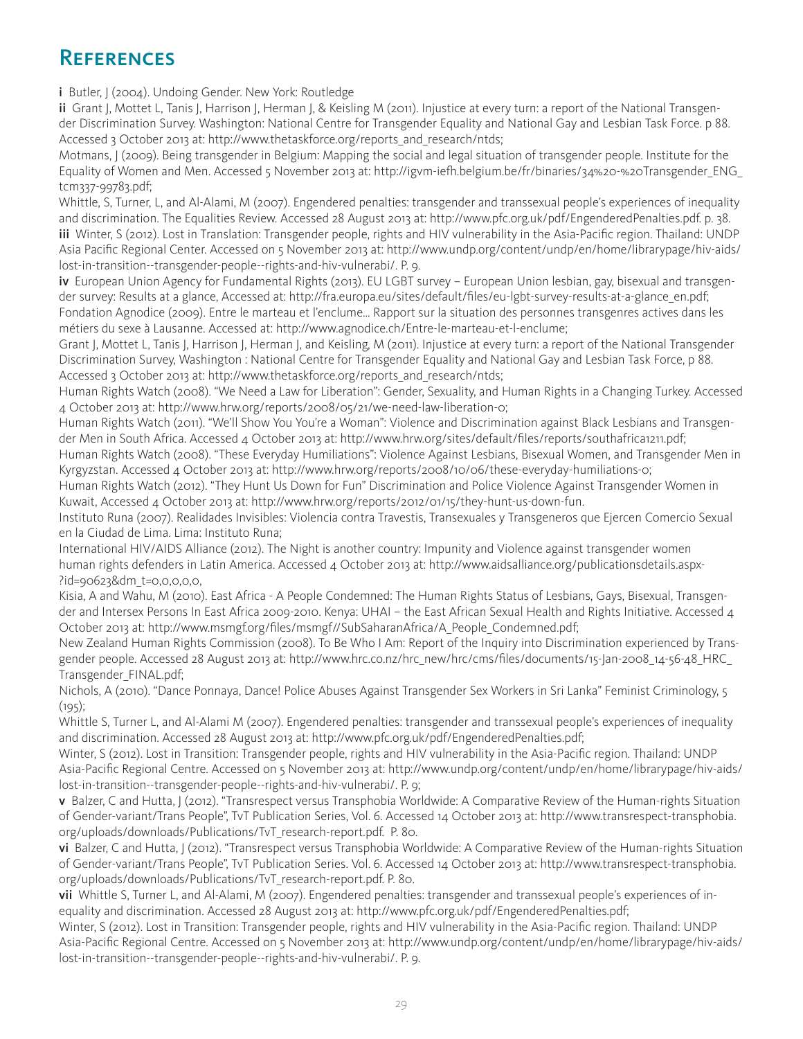# References

**i** Butler, J (2004). Undoing Gender. New York: Routledge

**ii** Grant J, Mottet L, Tanis J, Harrison J, Herman J, & Keisling M (2011). Injustice at every turn: a report of the National Transgender Discrimination Survey. Washington: National Centre for Transgender Equality and National Gay and Lesbian Task Force. p 88. Accessed 3 October 2013 at: http://www.thetaskforce.org/reports_and_research/ntds;

Motmans, J (2009). Being transgender in Belgium: Mapping the social and legal situation of transgender people. Institute for the Equality of Women and Men. Accessed 5 November 2013 at: http://igvm-iefh.belgium.be/fr/binaries/34%20-%20Transgender_ENG_tcm337-99783.pdf;

Whittle, S, Turner, L, and Al-Alami, M (2007). Engendered penalties: transgender and transsexual people's experiences of inequality and discrimination. The Equalities Review. Accessed 28 August 2013 at: http://www.pfc.org.uk/pdf/EngenderedPenalties.pdf. p. 38.

**iii** Winter, S (2012). Lost in Translation: Transgender people, rights and HIV vulnerability in the Asia-Pacific region. Thailand: UNDP Asia Pacific Regional Center. Accessed on 5 November 2013 at: http://www.undp.org/content/undp/en/home/librarypage/hiv-aids/lost-in-transition--transgender-people--rights-and-hiv-vulnerabi/. P. 9.

**iv** European Union Agency for Fundamental Rights (2013). EU LGBT survey – European Union lesbian, gay, bisexual and transgender survey: Results at a glance, Accessed at: http://fra.europa.eu/sites/default/files/eu-lgbt-survey-results-at-a-glance_en.pdf;

Fondation Agnodice (2009). Entre le marteau et l'enclume... Rapport sur la situation des personnes transgenres actives dans les métiers du sexe à Lausanne. Accessed at: http://www.agnodice.ch/Entre-le-marteau-et-l-enclume;

Grant J, Mottet L, Tanis J, Harrison J, Herman J, and Keisling, M (2011). Injustice at every turn: a report of the National Transgender Discrimination Survey, Washington : National Centre for Transgender Equality and National Gay and Lesbian Task Force, p 88. Accessed 3 October 2013 at: http://www.thetaskforce.org/reports_and_research/ntds;

Human Rights Watch (2008). "We Need a Law for Liberation": Gender, Sexuality, and Human Rights in a Changing Turkey. Accessed 4 October 2013 at: http://www.hrw.org/reports/2008/05/21/we-need-law-liberation-0;

Human Rights Watch (2011). "We'll Show You You're a Woman": Violence and Discrimination against Black Lesbians and Transgender Men in South Africa. Accessed 4 October 2013 at: http://www.hrw.org/sites/default/files/reports/southafrica1211.pdf;

Human Rights Watch (2008). "These Everyday Humiliations": Violence Against Lesbians, Bisexual Women, and Transgender Men in Kyrgyzstan. Accessed 4 October 2013 at: http://www.hrw.org/reports/2008/10/06/these-everyday-humiliations-0;

Human Rights Watch (2012). "They Hunt Us Down for Fun" Discrimination and Police Violence Against Transgender Women in Kuwait, Accessed 4 October 2013 at: http://www.hrw.org/reports/2012/01/15/they-hunt-us-down-fun.

Instituto Runa (2007). Realidades Invisibles: Violencia contra Travestis, Transexuales y Transgeneros que Ejercen Comercio Sexual en la Ciudad de Lima. Lima: Instituto Runa;

International HIV/AIDS Alliance (2012). The Night is another country: Impunity and Violence against transgender women human rights defenders in Latin America. Accessed 4 October 2013 at: http://www.aidsalliance.org/publicationsdetails.aspx?id=90623&dm_t=0,0,0,0,0,

Kisia, A and Wahu, M (2010). East Africa - A People Condemned: The Human Rights Status of Lesbians, Gays, Bisexual, Transgender and Intersex Persons In East Africa 2009-2010. Kenya: UHAI – the East African Sexual Health and Rights Initiative. Accessed 4 October 2013 at: http://www.msmgf.org/files/msmgf//SubSaharanAfrica/A_People_Condemned.pdf;

New Zealand Human Rights Commission (2008). To Be Who I Am: Report of the Inquiry into Discrimination experienced by Transgender people. Accessed 28 August 2013 at: http://www.hrc.co.nz/hrc_new/hrc/cms/files/documents/15-Jan-2008_14-56-48_HRC_Transgender_FINAL.pdf;

Nichols, A (2010). "Dance Ponnaya, Dance! Police Abuses Against Transgender Sex Workers in Sri Lanka" Feminist Criminology, 5 (195);

Whittle S, Turner L, and Al-Alami M (2007). Engendered penalties: transgender and transsexual people's experiences of inequality and discrimination. Accessed 28 August 2013 at: http://www.pfc.org.uk/pdf/EngenderedPenalties.pdf;

Winter, S (2012). Lost in Transition: Transgender people, rights and HIV vulnerability in the Asia-Pacific region. Thailand: UNDP Asia-Pacific Regional Centre. Accessed on 5 November 2013 at: http://www.undp.org/content/undp/en/home/librarypage/hiv-aids/lost-in-transition--transgender-people--rights-and-hiv-vulnerabi/. P. 9;

**v** Balzer, C and Hutta, J (2012). "Transrespect versus Transphobia Worldwide: A Comparative Review of the Human-rights Situation of Gender-variant/Trans People", TvT Publication Series, Vol. 6. Accessed 14 October 2013 at: http://www.transrespect-transphobia.org/uploads/downloads/Publications/TvT_research-report.pdf. P. 80.

**vi** Balzer, C and Hutta, J (2012). "Transrespect versus Transphobia Worldwide: A Comparative Review of the Human-rights Situation of Gender-variant/Trans People", TvT Publication Series. Vol. 6. Accessed 14 October 2013 at: http://www.transrespect-transphobia.org/uploads/downloads/Publications/TvT_research-report.pdf. P. 80.

**vii** Whittle S, Turner L, and Al-Alami, M (2007). Engendered penalties: transgender and transsexual people's experiences of inequality and discrimination. Accessed 28 August 2013 at: http://www.pfc.org.uk/pdf/EngenderedPenalties.pdf;

Winter, S (2012). Lost in Transition: Transgender people, rights and HIV vulnerability in the Asia-Pacific region. Thailand: UNDP Asia-Pacific Regional Centre. Accessed on 5 November 2013 at: http://www.undp.org/content/undp/en/home/librarypage/hiv-aids/lost-in-transition--transgender-people--rights-and-hiv-vulnerabi/. P. 9.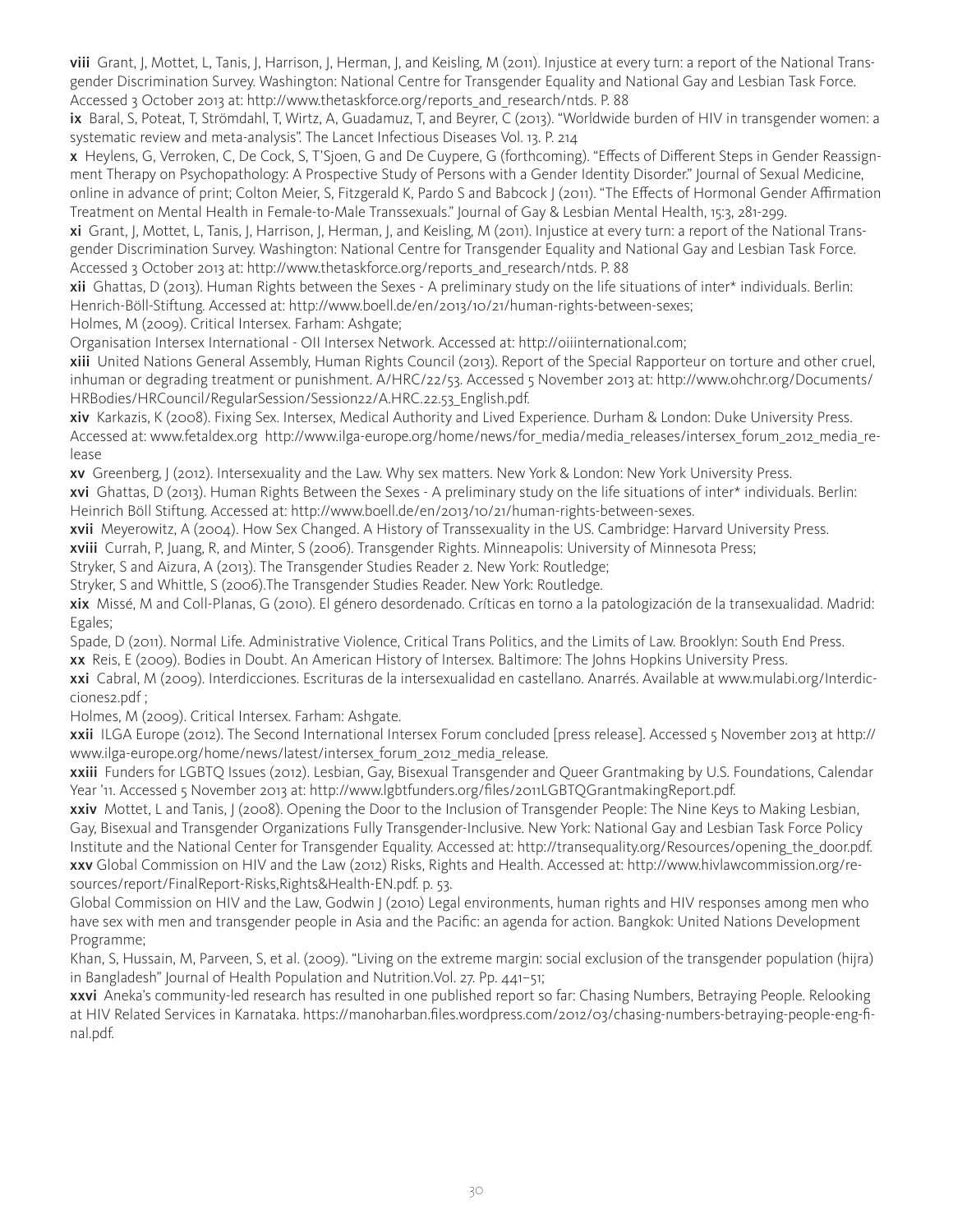**viii** Grant, J, Mottet, L, Tanis, J, Harrison, J, Herman, J, and Keisling, M (2011). Injustice at every turn: a report of the National Transgender Discrimination Survey. Washington: National Centre for Transgender Equality and National Gay and Lesbian Task Force. Accessed 3 October 2013 at: http://www.thetaskforce.org/reports_and_research/ntds. P. 88

**ix** Baral, S, Poteat, T, Strömdahl, T, Wirtz, A, Guadamuz, T, and Beyrer, C (2013). "Worldwide burden of HIV in transgender women: a systematic review and meta-analysis". The Lancet Infectious Diseases Vol. 13. P. 214

**x** Heylens, G, Verroken, C, De Cock, S, T'Sjoen, G and De Cuypere, G (forthcoming). "Effects of Different Steps in Gender Reassignment Therapy on Psychopathology: A Prospective Study of Persons with a Gender Identity Disorder." Journal of Sexual Medicine, online in advance of print; Colton Meier, S, Fitzgerald K, Pardo S and Babcock J (2011). "The Effects of Hormonal Gender Affirmation Treatment on Mental Health in Female-to-Male Transsexuals." Journal of Gay & Lesbian Mental Health, 15:3, 281-299.

**xi** Grant, J, Mottet, L, Tanis, J, Harrison, J, Herman, J, and Keisling, M (2011). Injustice at every turn: a report of the National Transgender Discrimination Survey. Washington: National Centre for Transgender Equality and National Gay and Lesbian Task Force. Accessed 3 October 2013 at: http://www.thetaskforce.org/reports_and_research/ntds. P. 88

**xii** Ghattas, D (2013). Human Rights between the Sexes - A preliminary study on the life situations of inter* individuals. Berlin: Henrich-Böll-Stiftung. Accessed at: http://www.boell.de/en/2013/10/21/human-rights-between-sexes;
Holmes, M (2009). Critical Intersex. Farham: Ashgate;
Organisation Intersex International - OII Intersex Network. Accessed at: http://oiiinternational.com;

**xiii** United Nations General Assembly, Human Rights Council (2013). Report of the Special Rapporteur on torture and other cruel, inhuman or degrading treatment or punishment. A/HRC/22/53. Accessed 5 November 2013 at: http://www.ohchr.org/Documents/HRBodies/HRCouncil/RegularSession/Session22/A.HRC.22.53_English.pdf.

**xiv** Karkazis, K (2008). Fixing Sex. Intersex, Medical Authority and Lived Experience. Durham & London: Duke University Press. Accessed at: www.fetaldex.org http://www.ilga-europe.org/home/news/for_media/media_releases/intersex_forum_2012_media_release

**xv** Greenberg, J (2012). Intersexuality and the Law. Why sex matters. New York & London: New York University Press.

**xvi** Ghattas, D (2013). Human Rights Between the Sexes - A preliminary study on the life situations of inter* individuals. Berlin: Heinrich Böll Stiftung. Accessed at: http://www.boell.de/en/2013/10/21/human-rights-between-sexes.

**xvii** Meyerowitz, A (2004). How Sex Changed. A History of Transsexuality in the US. Cambridge: Harvard University Press.

**xviii** Currah, P, Juang, R, and Minter, S (2006). Transgender Rights. Minneapolis: University of Minnesota Press;
Stryker, S and Aizura, A (2013). The Transgender Studies Reader 2. New York: Routledge;
Stryker, S and Whittle, S (2006).The Transgender Studies Reader. New York: Routledge.

**xix** Missé, M and Coll-Planas, G (2010). El género desordenado. Críticas en torno a la patologización de la transexualidad. Madrid: Egales;
Spade, D (2011). Normal Life. Administrative Violence, Critical Trans Politics, and the Limits of Law. Brooklyn: South End Press.

**xx** Reis, E (2009). Bodies in Doubt. An American History of Intersex. Baltimore: The Johns Hopkins University Press.

**xxi** Cabral, M (2009). Interdicciones. Escrituras de la intersexualidad en castellano. Anarrés. Available at www.mulabi.org/Interdicciones2.pdf ;
Holmes, M (2009). Critical Intersex. Farham: Ashgate.

**xxii** ILGA Europe (2012). The Second International Intersex Forum concluded [press release]. Accessed 5 November 2013 at http://www.ilga-europe.org/home/news/latest/intersex_forum_2012_media_release.

**xxiii** Funders for LGBTQ Issues (2012). Lesbian, Gay, Bisexual Transgender and Queer Grantmaking by U.S. Foundations, Calendar Year '11. Accessed 5 November 2013 at: http://www.lgbtfunders.org/files/2011LGBTQGrantmakingReport.pdf.

**xxiv** Mottet, L and Tanis, J (2008). Opening the Door to the Inclusion of Transgender People: The Nine Keys to Making Lesbian, Gay, Bisexual and Transgender Organizations Fully Transgender-Inclusive. New York: National Gay and Lesbian Task Force Policy Institute and the National Center for Transgender Equality. Accessed at: http://transequality.org/Resources/opening_the_door.pdf.

**xxv** Global Commission on HIV and the Law (2012) Risks, Rights and Health. Accessed at: http://www.hivlawcommission.org/resources/report/FinalReport-Risks,Rights&Health-EN.pdf. p. 53.
Global Commission on HIV and the Law, Godwin J (2010) Legal environments, human rights and HIV responses among men who have sex with men and transgender people in Asia and the Pacific: an agenda for action. Bangkok: United Nations Development Programme;
Khan, S, Hussain, M, Parveen, S, et al. (2009). "Living on the extreme margin: social exclusion of the transgender population (hijra) in Bangladesh" Journal of Health Population and Nutrition.Vol. 27. Pp. 441–51;

**xxvi** Aneka's community-led research has resulted in one published report so far: Chasing Numbers, Betraying People. Relooking at HIV Related Services in Karnataka. https://manoharban.files.wordpress.com/2012/03/chasing-numbers-betraying-people-eng-final.pdf.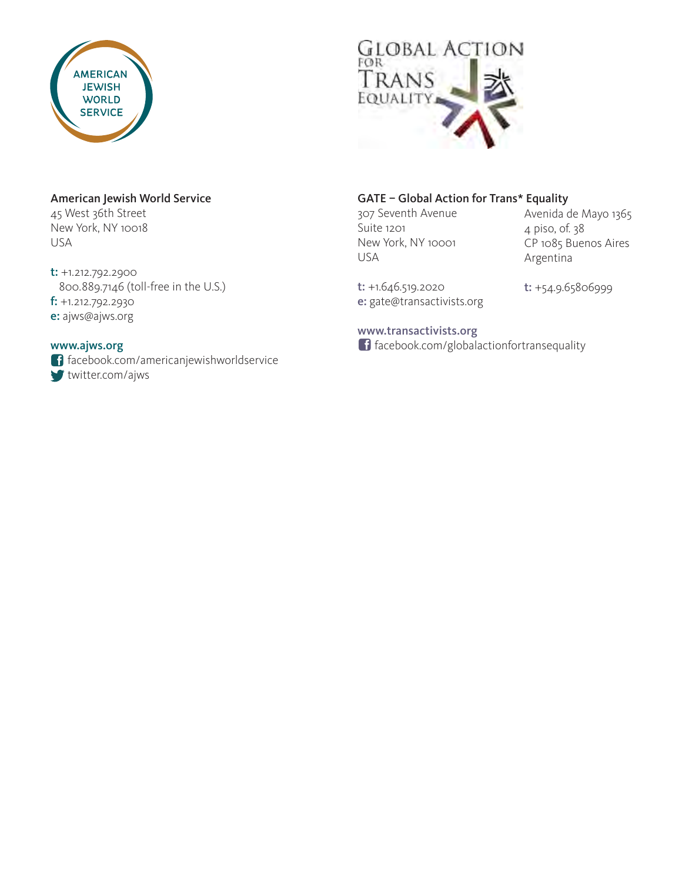AMERICAN JEWISH WORLD SERVICE

GLOBAL ACTION FOR TRANS EQUALITY

**American Jewish World Service**
45 West 36th Street
New York, NY 10018
USA

**t:** +1.212.792.2900
800.889.7146 (toll-free in the U.S.)
**f:** +1.212.792.2930
**e:** ajws@ajws.org

**www.ajws.org**
facebook.com/americanjewishworldservice
twitter.com/ajws

**GATE – Global Action for Trans* Equality**

307 Seventh Avenue
Suite 1201
New York, NY 10001
USA

**t:** +1.646.519.2020
**e:** gate@transactivists.org

Avenida de Mayo 1365
4 piso, of. 38
CP 1085 Buenos Aires
Argentina

**t:** +54.9.65806999

**www.transactivists.org**
facebook.com/globalactionfortransequality